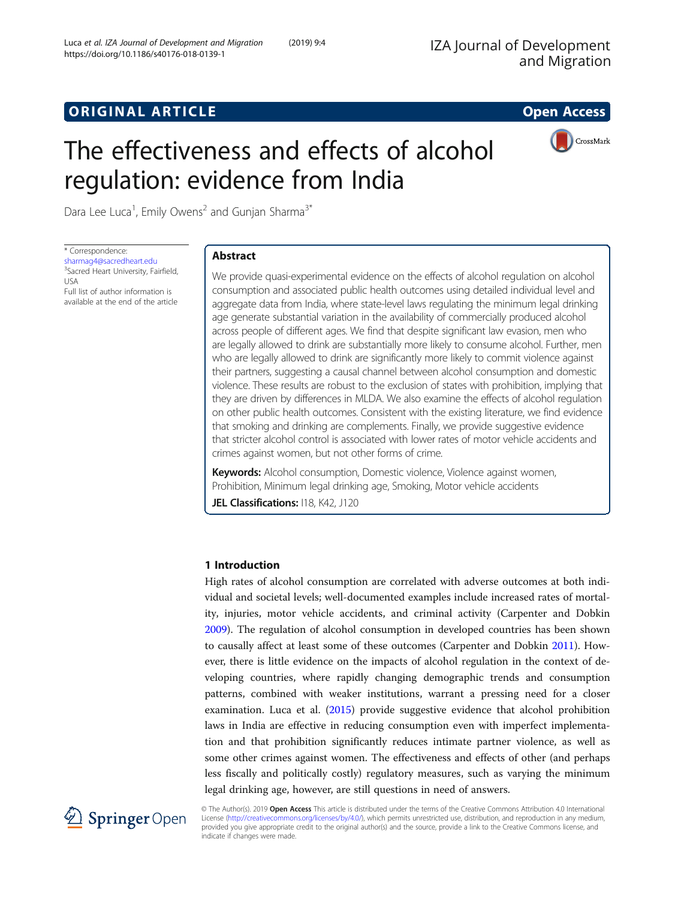ORIGINAL ARTICLE

Open Access

# The effectiveness and effects of alcohol regulation: evidence from India

Dara Lee Luca[1], Emily Owens[2] and Gunjan Sharma[3*]

\* Correspondence: sharmag4@sacredheart.edu
[3]Sacred Heart University, Fairfield, USA
Full list of author information is available at the end of the article

## Abstract

We provide quasi-experimental evidence on the effects of alcohol regulation on alcohol consumption and associated public health outcomes using detailed individual level and aggregate data from India, where state-level laws regulating the minimum legal drinking age generate substantial variation in the availability of commercially produced alcohol across people of different ages. We find that despite significant law evasion, men who are legally allowed to drink are substantially more likely to consume alcohol. Further, men who are legally allowed to drink are significantly more likely to commit violence against their partners, suggesting a causal channel between alcohol consumption and domestic violence. These results are robust to the exclusion of states with prohibition, implying that they are driven by differences in MLDA. We also examine the effects of alcohol regulation on other public health outcomes. Consistent with the existing literature, we find evidence that smoking and drinking are complements. Finally, we provide suggestive evidence that stricter alcohol control is associated with lower rates of motor vehicle accidents and crimes against women, but not other forms of crime.

**Keywords:** Alcohol consumption, Domestic violence, Violence against women, Prohibition, Minimum legal drinking age, Smoking, Motor vehicle accidents

**JEL Classifications:** I18, K42, J120

## 1 Introduction

High rates of alcohol consumption are correlated with adverse outcomes at both individual and societal levels; well-documented examples include increased rates of mortality, injuries, motor vehicle accidents, and criminal activity (Carpenter and Dobkin 2009). The regulation of alcohol consumption in developed countries has been shown to causally affect at least some of these outcomes (Carpenter and Dobkin 2011). However, there is little evidence on the impacts of alcohol regulation in the context of developing countries, where rapidly changing demographic trends and consumption patterns, combined with weaker institutions, warrant a pressing need for a closer examination. Luca et al. (2015) provide suggestive evidence that alcohol prohibition laws in India are effective in reducing consumption even with imperfect implementation and that prohibition significantly reduces intimate partner violence, as well as some other crimes against women. The effectiveness and effects of other (and perhaps less fiscally and politically costly) regulatory measures, such as varying the minimum legal drinking age, however, are still questions in need of answers.

© The Author(s). 2019 **Open Access** This article is distributed under the terms of the Creative Commons Attribution 4.0 International License (http://creativecommons.org/licenses/by/4.0/), which permits unrestricted use, distribution, and reproduction in any medium, provided you give appropriate credit to the original author(s) and the source, provide a link to the Creative Commons license, and indicate if changes were made.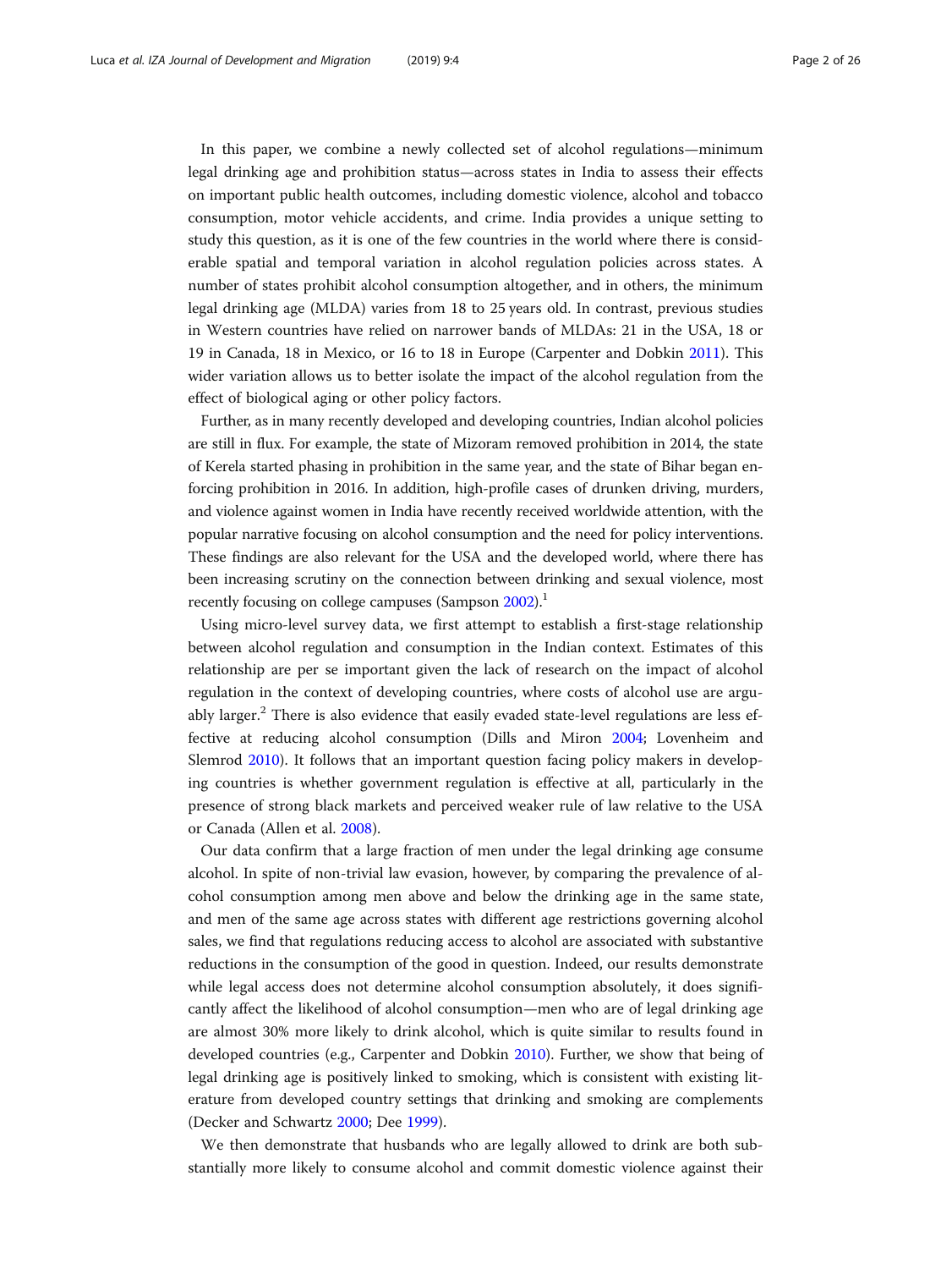In this paper, we combine a newly collected set of alcohol regulations—minimum legal drinking age and prohibition status—across states in India to assess their effects on important public health outcomes, including domestic violence, alcohol and tobacco consumption, motor vehicle accidents, and crime. India provides a unique setting to study this question, as it is one of the few countries in the world where there is considerable spatial and temporal variation in alcohol regulation policies across states. A number of states prohibit alcohol consumption altogether, and in others, the minimum legal drinking age (MLDA) varies from 18 to 25 years old. In contrast, previous studies in Western countries have relied on narrower bands of MLDAs: 21 in the USA, 18 or 19 in Canada, 18 in Mexico, or 16 to 18 in Europe (Carpenter and Dobkin 2011). This wider variation allows us to better isolate the impact of the alcohol regulation from the effect of biological aging or other policy factors.

Further, as in many recently developed and developing countries, Indian alcohol policies are still in flux. For example, the state of Mizoram removed prohibition in 2014, the state of Kerela started phasing in prohibition in the same year, and the state of Bihar began enforcing prohibition in 2016. In addition, high-profile cases of drunken driving, murders, and violence against women in India have recently received worldwide attention, with the popular narrative focusing on alcohol consumption and the need for policy interventions. These findings are also relevant for the USA and the developed world, where there has been increasing scrutiny on the connection between drinking and sexual violence, most recently focusing on college campuses (Sampson 2002).[1]

Using micro-level survey data, we first attempt to establish a first-stage relationship between alcohol regulation and consumption in the Indian context. Estimates of this relationship are per se important given the lack of research on the impact of alcohol regulation in the context of developing countries, where costs of alcohol use are arguably larger.[2] There is also evidence that easily evaded state-level regulations are less effective at reducing alcohol consumption (Dills and Miron 2004; Lovenheim and Slemrod 2010). It follows that an important question facing policy makers in developing countries is whether government regulation is effective at all, particularly in the presence of strong black markets and perceived weaker rule of law relative to the USA or Canada (Allen et al. 2008).

Our data confirm that a large fraction of men under the legal drinking age consume alcohol. In spite of non-trivial law evasion, however, by comparing the prevalence of alcohol consumption among men above and below the drinking age in the same state, and men of the same age across states with different age restrictions governing alcohol sales, we find that regulations reducing access to alcohol are associated with substantive reductions in the consumption of the good in question. Indeed, our results demonstrate while legal access does not determine alcohol consumption absolutely, it does significantly affect the likelihood of alcohol consumption—men who are of legal drinking age are almost 30% more likely to drink alcohol, which is quite similar to results found in developed countries (e.g., Carpenter and Dobkin 2010). Further, we show that being of legal drinking age is positively linked to smoking, which is consistent with existing literature from developed country settings that drinking and smoking are complements (Decker and Schwartz 2000; Dee 1999).

We then demonstrate that husbands who are legally allowed to drink are both substantially more likely to consume alcohol and commit domestic violence against their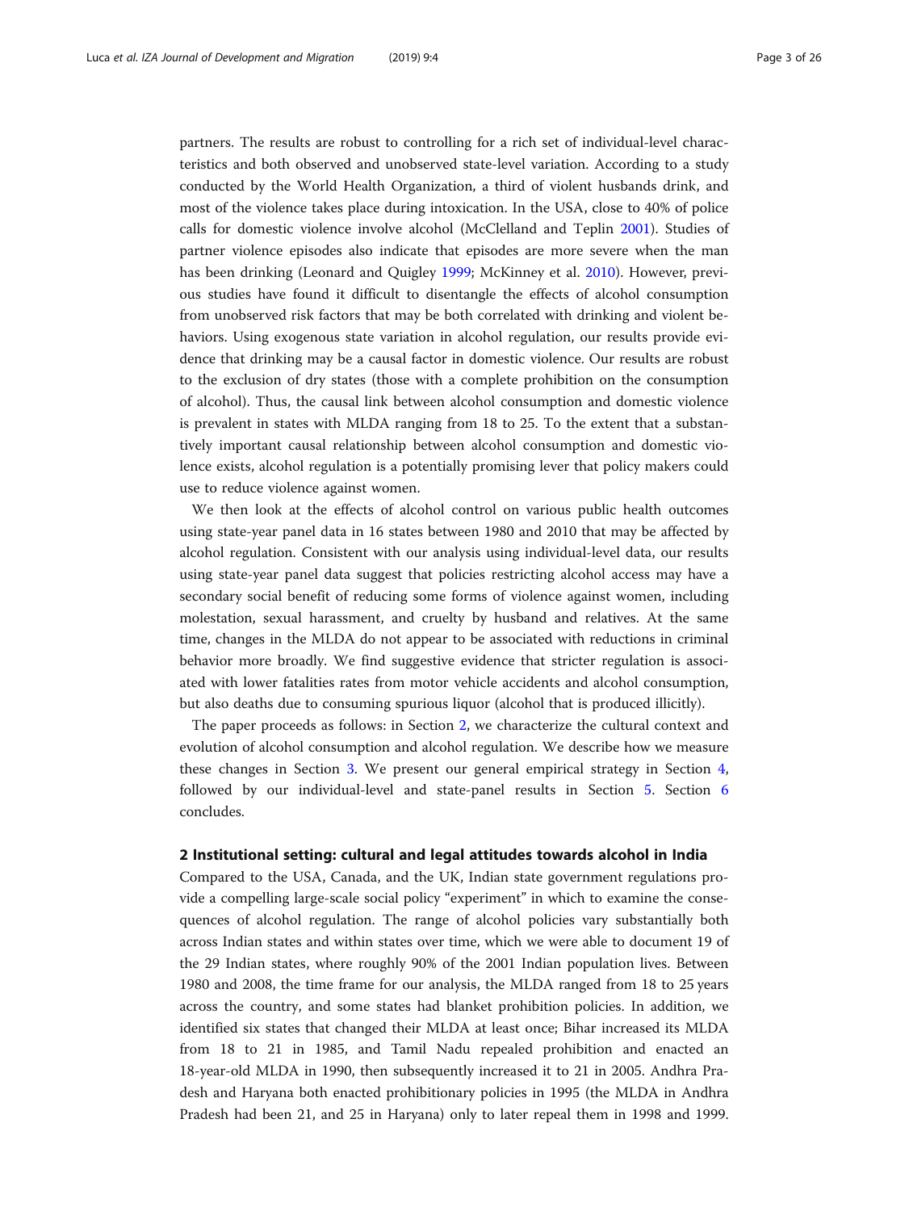partners. The results are robust to controlling for a rich set of individual-level characteristics and both observed and unobserved state-level variation. According to a study conducted by the World Health Organization, a third of violent husbands drink, and most of the violence takes place during intoxication. In the USA, close to 40% of police calls for domestic violence involve alcohol (McClelland and Teplin 2001). Studies of partner violence episodes also indicate that episodes are more severe when the man has been drinking (Leonard and Quigley 1999; McKinney et al. 2010). However, previous studies have found it difficult to disentangle the effects of alcohol consumption from unobserved risk factors that may be both correlated with drinking and violent behaviors. Using exogenous state variation in alcohol regulation, our results provide evidence that drinking may be a causal factor in domestic violence. Our results are robust to the exclusion of dry states (those with a complete prohibition on the consumption of alcohol). Thus, the causal link between alcohol consumption and domestic violence is prevalent in states with MLDA ranging from 18 to 25. To the extent that a substantively important causal relationship between alcohol consumption and domestic violence exists, alcohol regulation is a potentially promising lever that policy makers could use to reduce violence against women.

We then look at the effects of alcohol control on various public health outcomes using state-year panel data in 16 states between 1980 and 2010 that may be affected by alcohol regulation. Consistent with our analysis using individual-level data, our results using state-year panel data suggest that policies restricting alcohol access may have a secondary social benefit of reducing some forms of violence against women, including molestation, sexual harassment, and cruelty by husband and relatives. At the same time, changes in the MLDA do not appear to be associated with reductions in criminal behavior more broadly. We find suggestive evidence that stricter regulation is associated with lower fatalities rates from motor vehicle accidents and alcohol consumption, but also deaths due to consuming spurious liquor (alcohol that is produced illicitly).

The paper proceeds as follows: in Section 2, we characterize the cultural context and evolution of alcohol consumption and alcohol regulation. We describe how we measure these changes in Section 3. We present our general empirical strategy in Section 4, followed by our individual-level and state-panel results in Section 5. Section 6 concludes.

## 2 Institutional setting: cultural and legal attitudes towards alcohol in India

Compared to the USA, Canada, and the UK, Indian state government regulations provide a compelling large-scale social policy "experiment" in which to examine the consequences of alcohol regulation. The range of alcohol policies vary substantially both across Indian states and within states over time, which we were able to document 19 of the 29 Indian states, where roughly 90% of the 2001 Indian population lives. Between 1980 and 2008, the time frame for our analysis, the MLDA ranged from 18 to 25 years across the country, and some states had blanket prohibition policies. In addition, we identified six states that changed their MLDA at least once; Bihar increased its MLDA from 18 to 21 in 1985, and Tamil Nadu repealed prohibition and enacted an 18-year-old MLDA in 1990, then subsequently increased it to 21 in 2005. Andhra Pradesh and Haryana both enacted prohibitionary policies in 1995 (the MLDA in Andhra Pradesh had been 21, and 25 in Haryana) only to later repeal them in 1998 and 1999.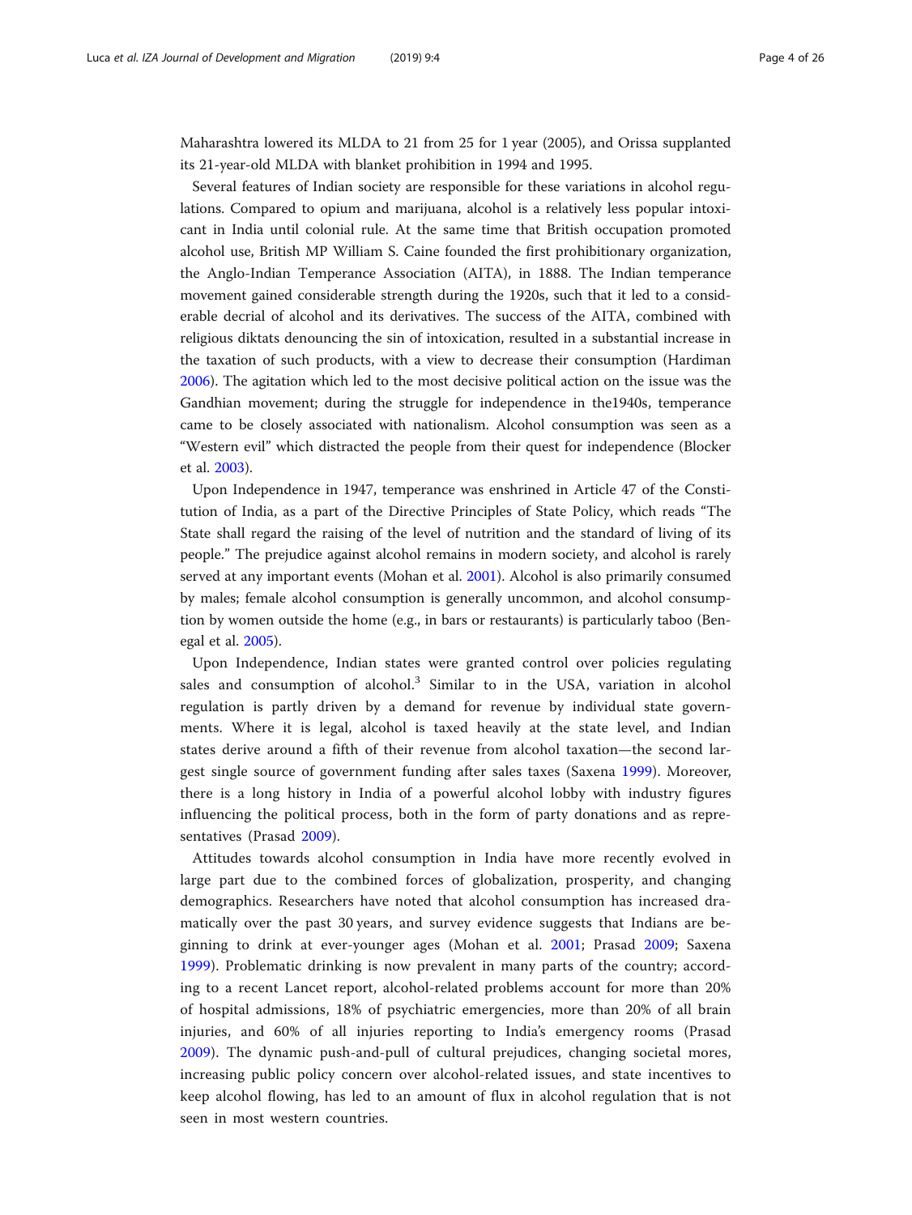Maharashtra lowered its MLDA to 21 from 25 for 1 year (2005), and Orissa supplanted its 21-year-old MLDA with blanket prohibition in 1994 and 1995.

Several features of Indian society are responsible for these variations in alcohol regulations. Compared to opium and marijuana, alcohol is a relatively less popular intoxicant in India until colonial rule. At the same time that British occupation promoted alcohol use, British MP William S. Caine founded the first prohibitionary organization, the Anglo-Indian Temperance Association (AITA), in 1888. The Indian temperance movement gained considerable strength during the 1920s, such that it led to a considerable decrial of alcohol and its derivatives. The success of the AITA, combined with religious diktats denouncing the sin of intoxication, resulted in a substantial increase in the taxation of such products, with a view to decrease their consumption (Hardiman 2006). The agitation which led to the most decisive political action on the issue was the Gandhian movement; during the struggle for independence in the1940s, temperance came to be closely associated with nationalism. Alcohol consumption was seen as a "Western evil" which distracted the people from their quest for independence (Blocker et al. 2003).

Upon Independence in 1947, temperance was enshrined in Article 47 of the Constitution of India, as a part of the Directive Principles of State Policy, which reads "The State shall regard the raising of the level of nutrition and the standard of living of its people." The prejudice against alcohol remains in modern society, and alcohol is rarely served at any important events (Mohan et al. 2001). Alcohol is also primarily consumed by males; female alcohol consumption is generally uncommon, and alcohol consumption by women outside the home (e.g., in bars or restaurants) is particularly taboo (Benegal et al. 2005).

Upon Independence, Indian states were granted control over policies regulating sales and consumption of alcohol.[3] Similar to in the USA, variation in alcohol regulation is partly driven by a demand for revenue by individual state governments. Where it is legal, alcohol is taxed heavily at the state level, and Indian states derive around a fifth of their revenue from alcohol taxation—the second largest single source of government funding after sales taxes (Saxena 1999). Moreover, there is a long history in India of a powerful alcohol lobby with industry figures influencing the political process, both in the form of party donations and as representatives (Prasad 2009).

Attitudes towards alcohol consumption in India have more recently evolved in large part due to the combined forces of globalization, prosperity, and changing demographics. Researchers have noted that alcohol consumption has increased dramatically over the past 30 years, and survey evidence suggests that Indians are beginning to drink at ever-younger ages (Mohan et al. 2001; Prasad 2009; Saxena 1999). Problematic drinking is now prevalent in many parts of the country; according to a recent Lancet report, alcohol-related problems account for more than 20% of hospital admissions, 18% of psychiatric emergencies, more than 20% of all brain injuries, and 60% of all injuries reporting to India's emergency rooms (Prasad 2009). The dynamic push-and-pull of cultural prejudices, changing societal mores, increasing public policy concern over alcohol-related issues, and state incentives to keep alcohol flowing, has led to an amount of flux in alcohol regulation that is not seen in most western countries.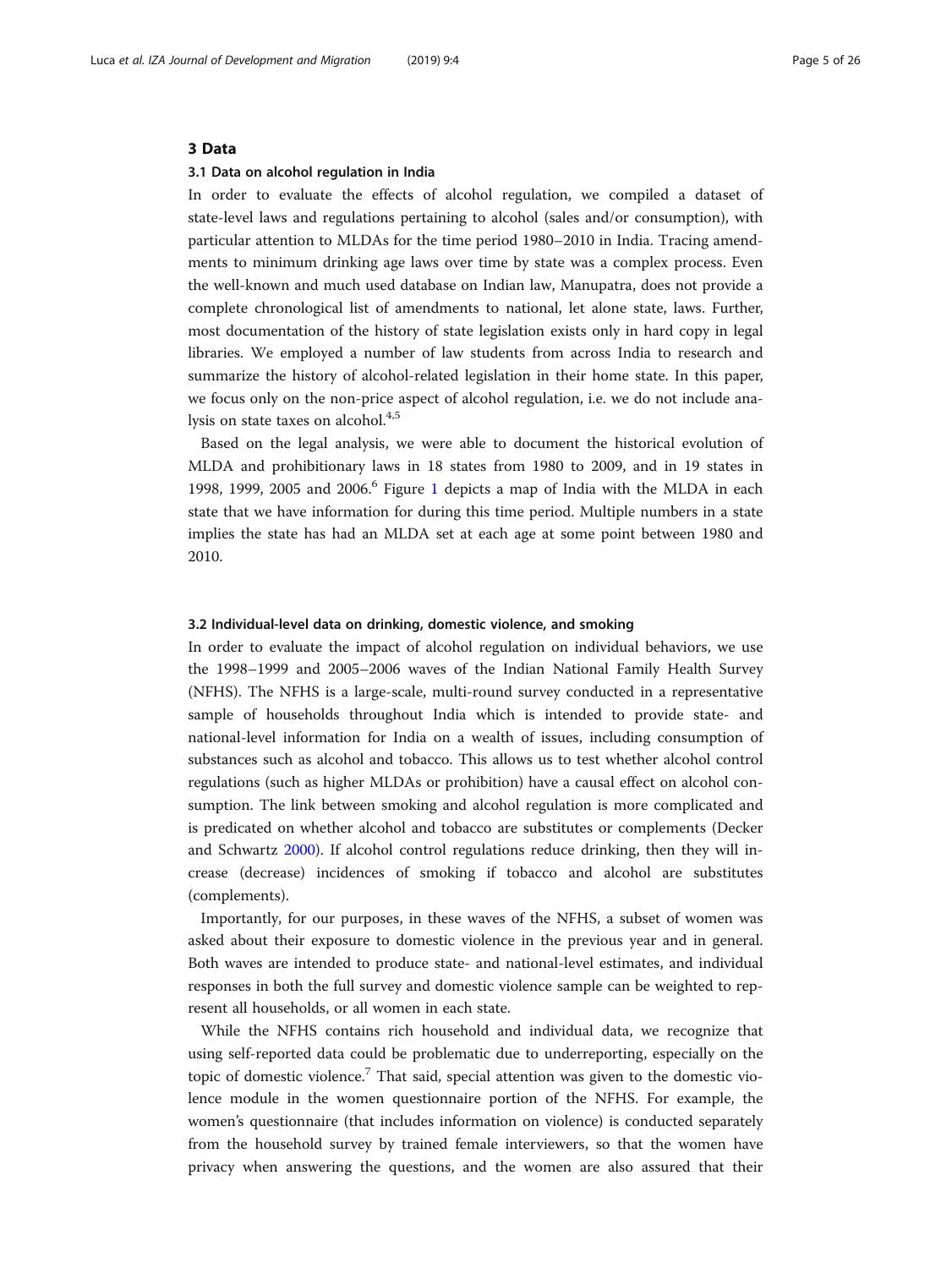## 3 Data

### 3.1 Data on alcohol regulation in India

In order to evaluate the effects of alcohol regulation, we compiled a dataset of state-level laws and regulations pertaining to alcohol (sales and/or consumption), with particular attention to MLDAs for the time period 1980–2010 in India. Tracing amendments to minimum drinking age laws over time by state was a complex process. Even the well-known and much used database on Indian law, Manupatra, does not provide a complete chronological list of amendments to national, let alone state, laws. Further, most documentation of the history of state legislation exists only in hard copy in legal libraries. We employed a number of law students from across India to research and summarize the history of alcohol-related legislation in their home state. In this paper, we focus only on the non-price aspect of alcohol regulation, i.e. we do not include analysis on state taxes on alcohol.[4,5]

Based on the legal analysis, we were able to document the historical evolution of MLDA and prohibitionary laws in 18 states from 1980 to 2009, and in 19 states in 1998, 1999, 2005 and 2006.[6] Figure 1 depicts a map of India with the MLDA in each state that we have information for during this time period. Multiple numbers in a state implies the state has had an MLDA set at each age at some point between 1980 and 2010.

### 3.2 Individual-level data on drinking, domestic violence, and smoking

In order to evaluate the impact of alcohol regulation on individual behaviors, we use the 1998–1999 and 2005–2006 waves of the Indian National Family Health Survey (NFHS). The NFHS is a large-scale, multi-round survey conducted in a representative sample of households throughout India which is intended to provide state- and national-level information for India on a wealth of issues, including consumption of substances such as alcohol and tobacco. This allows us to test whether alcohol control regulations (such as higher MLDAs or prohibition) have a causal effect on alcohol consumption. The link between smoking and alcohol regulation is more complicated and is predicated on whether alcohol and tobacco are substitutes or complements (Decker and Schwartz 2000). If alcohol control regulations reduce drinking, then they will increase (decrease) incidences of smoking if tobacco and alcohol are substitutes (complements).

Importantly, for our purposes, in these waves of the NFHS, a subset of women was asked about their exposure to domestic violence in the previous year and in general. Both waves are intended to produce state- and national-level estimates, and individual responses in both the full survey and domestic violence sample can be weighted to represent all households, or all women in each state.

While the NFHS contains rich household and individual data, we recognize that using self-reported data could be problematic due to underreporting, especially on the topic of domestic violence.[7] That said, special attention was given to the domestic violence module in the women questionnaire portion of the NFHS. For example, the women's questionnaire (that includes information on violence) is conducted separately from the household survey by trained female interviewers, so that the women have privacy when answering the questions, and the women are also assured that their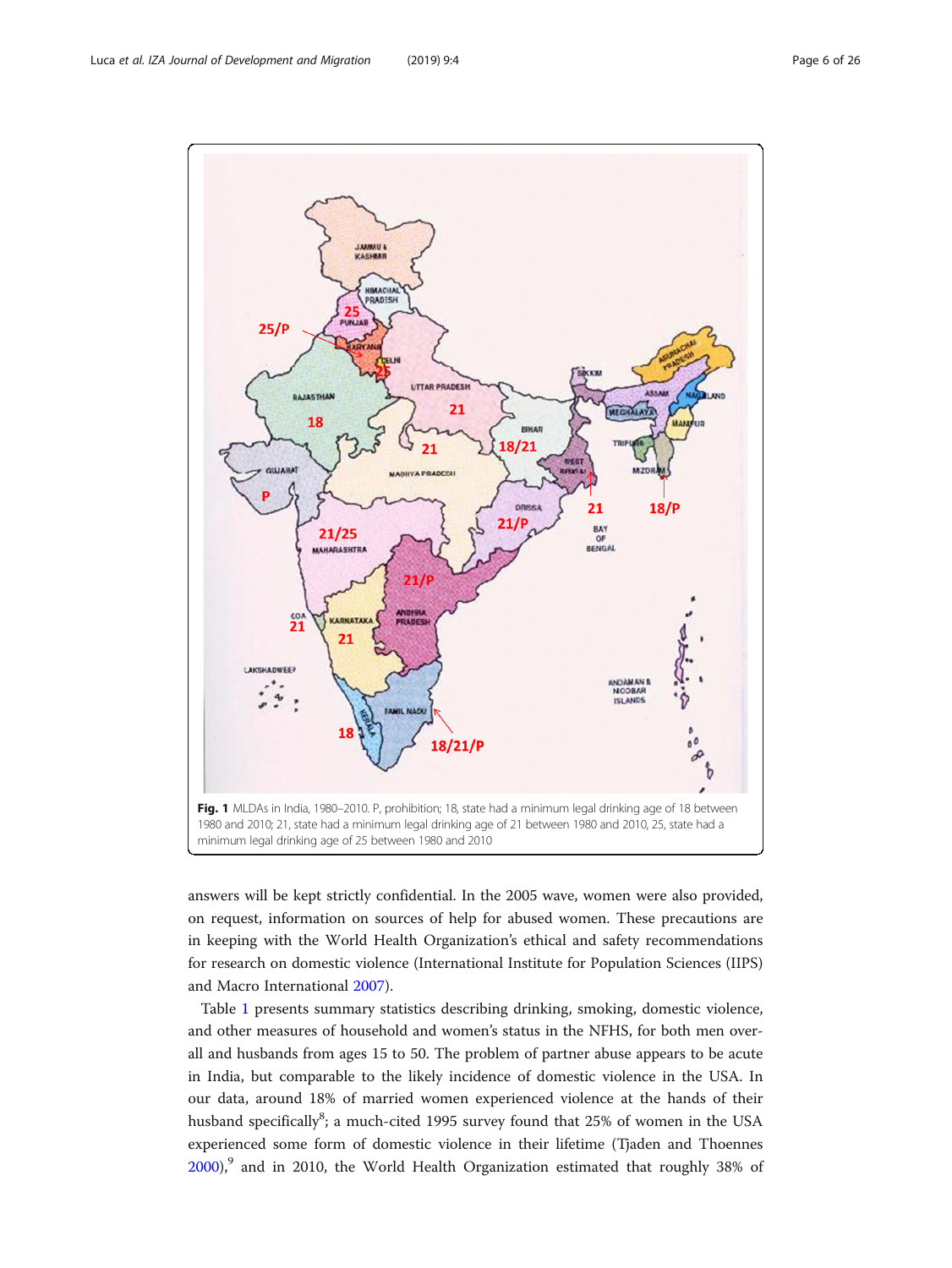Fig. 1 MLDAs in India, 1980–2010. P, prohibition; 18, state had a minimum legal drinking age of 18 between 1980 and 2010; 21, state had a minimum legal drinking age of 21 between 1980 and 2010, 25, state had a minimum legal drinking age of 25 between 1980 and 2010

answers will be kept strictly confidential. In the 2005 wave, women were also provided, on request, information on sources of help for abused women. These precautions are in keeping with the World Health Organization's ethical and safety recommendations for research on domestic violence (International Institute for Population Sciences (IIPS) and Macro International 2007).

Table 1 presents summary statistics describing drinking, smoking, domestic violence, and other measures of household and women's status in the NFHS, for both men overall and husbands from ages 15 to 50. The problem of partner abuse appears to be acute in India, but comparable to the likely incidence of domestic violence in the USA. In our data, around 18% of married women experienced violence at the hands of their husband specifically[8]; a much-cited 1995 survey found that 25% of women in the USA experienced some form of domestic violence in their lifetime (Tjaden and Thoennes 2000),[9] and in 2010, the World Health Organization estimated that roughly 38% of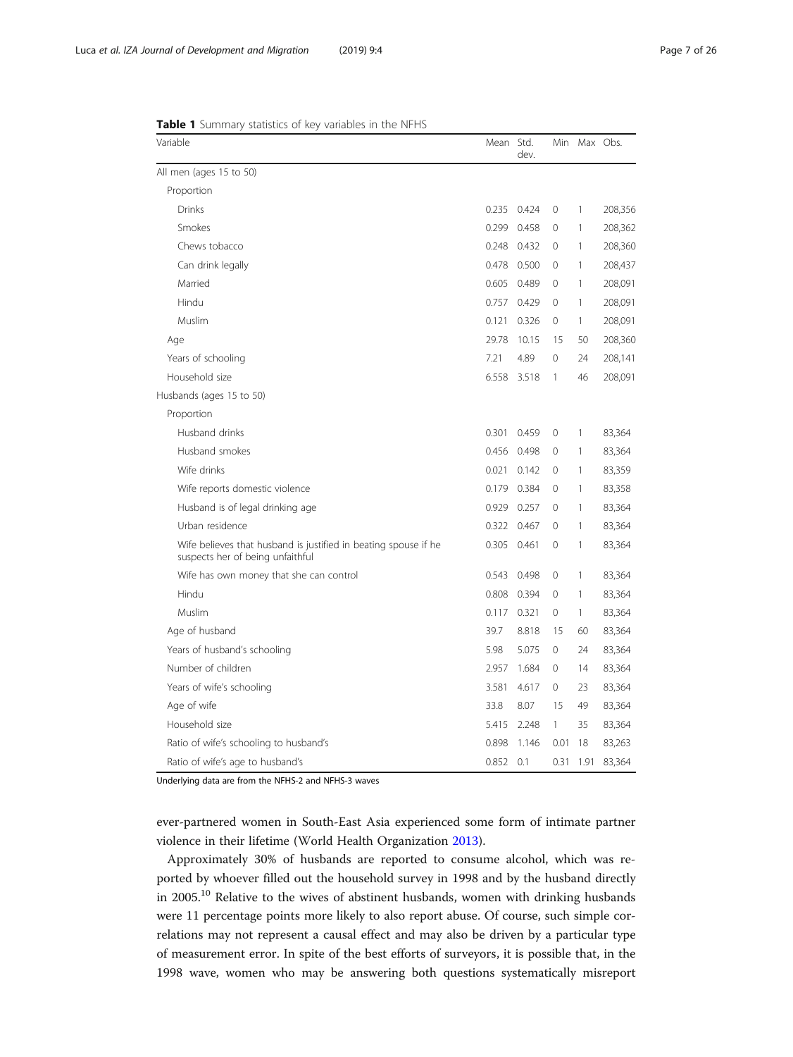**Table 1** Summary statistics of key variables in the NFHS

| Variable | Mean | Std. dev. | Min | Max | Obs. |
|---|---|---|---|---|---|
| All men (ages 15 to 50) | | | | | |
| Proportion | | | | | |
| Drinks | 0.235 | 0.424 | 0 | 1 | 208,356 |
| Smokes | 0.299 | 0.458 | 0 | 1 | 208,362 |
| Chews tobacco | 0.248 | 0.432 | 0 | 1 | 208,360 |
| Can drink legally | 0.478 | 0.500 | 0 | 1 | 208,437 |
| Married | 0.605 | 0.489 | 0 | 1 | 208,091 |
| Hindu | 0.757 | 0.429 | 0 | 1 | 208,091 |
| Muslim | 0.121 | 0.326 | 0 | 1 | 208,091 |
| Age | 29.78 | 10.15 | 15 | 50 | 208,360 |
| Years of schooling | 7.21 | 4.89 | 0 | 24 | 208,141 |
| Household size | 6.558 | 3.518 | 1 | 46 | 208,091 |
| Husbands (ages 15 to 50) | | | | | |
| Proportion | | | | | |
| Husband drinks | 0.301 | 0.459 | 0 | 1 | 83,364 |
| Husband smokes | 0.456 | 0.498 | 0 | 1 | 83,364 |
| Wife drinks | 0.021 | 0.142 | 0 | 1 | 83,359 |
| Wife reports domestic violence | 0.179 | 0.384 | 0 | 1 | 83,358 |
| Husband is of legal drinking age | 0.929 | 0.257 | 0 | 1 | 83,364 |
| Urban residence | 0.322 | 0.467 | 0 | 1 | 83,364 |
| Wife believes that husband is justified in beating spouse if he suspects her of being unfaithful | 0.305 | 0.461 | 0 | 1 | 83,364 |
| Wife has own money that she can control | 0.543 | 0.498 | 0 | 1 | 83,364 |
| Hindu | 0.808 | 0.394 | 0 | 1 | 83,364 |
| Muslim | 0.117 | 0.321 | 0 | 1 | 83,364 |
| Age of husband | 39.7 | 8.818 | 15 | 60 | 83,364 |
| Years of husband's schooling | 5.98 | 5.075 | 0 | 24 | 83,364 |
| Number of children | 2.957 | 1.684 | 0 | 14 | 83,364 |
| Years of wife's schooling | 3.581 | 4.617 | 0 | 23 | 83,364 |
| Age of wife | 33.8 | 8.07 | 15 | 49 | 83,364 |
| Household size | 5.415 | 2.248 | 1 | 35 | 83,364 |
| Ratio of wife's schooling to husband's | 0.898 | 1.146 | 0.01 | 18 | 83,263 |
| Ratio of wife's age to husband's | 0.852 | 0.1 | 0.31 | 1.91 | 83,364 |

Underlying data are from the NFHS-2 and NFHS-3 waves

ever-partnered women in South-East Asia experienced some form of intimate partner violence in their lifetime (World Health Organization 2013).

Approximately 30% of husbands are reported to consume alcohol, which was reported by whoever filled out the household survey in 1998 and by the husband directly in 2005.[10] Relative to the wives of abstinent husbands, women with drinking husbands were 11 percentage points more likely to also report abuse. Of course, such simple correlations may not represent a causal effect and may also be driven by a particular type of measurement error. In spite of the best efforts of surveyors, it is possible that, in the 1998 wave, women who may be answering both questions systematically misreport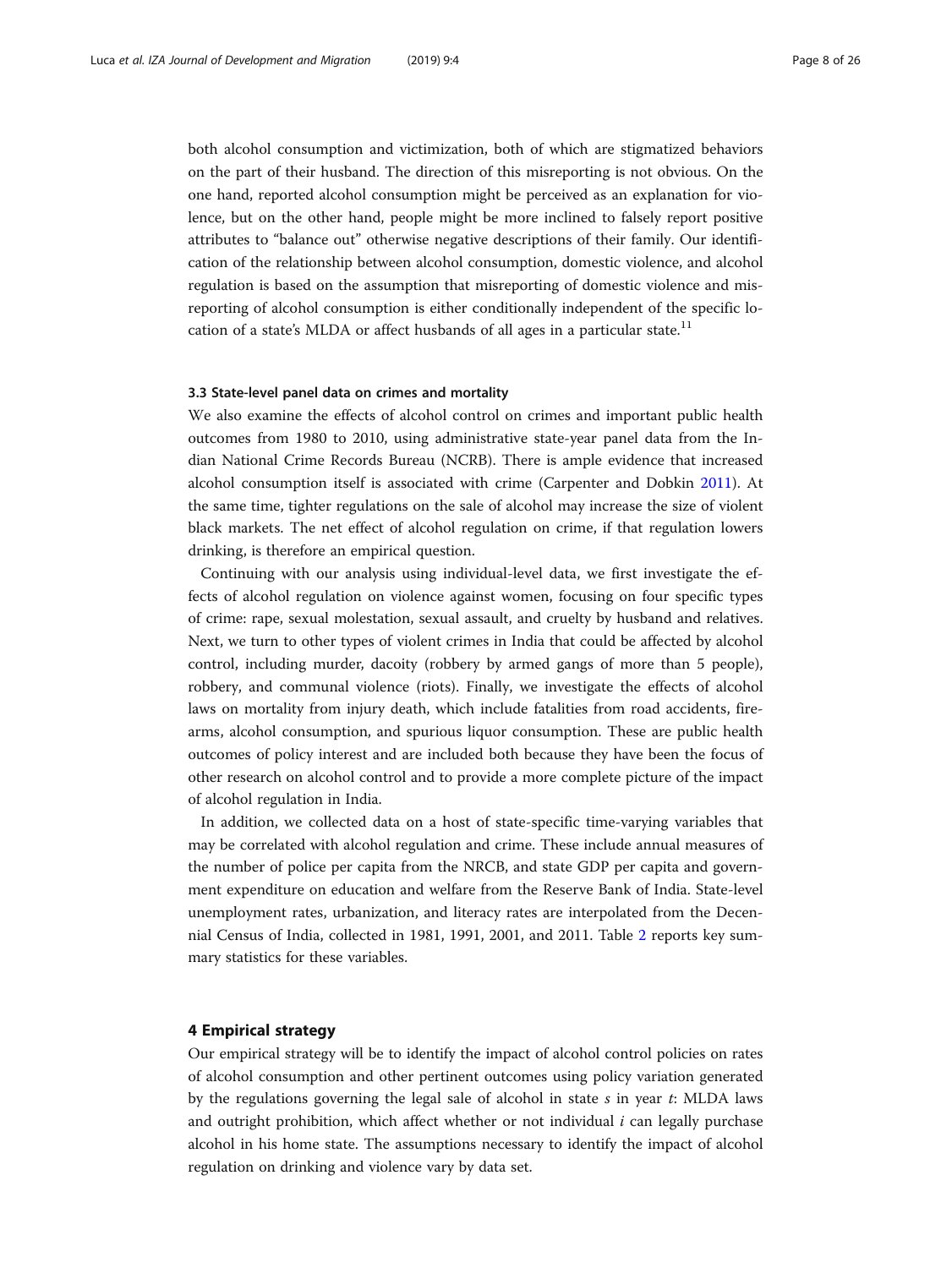both alcohol consumption and victimization, both of which are stigmatized behaviors on the part of their husband. The direction of this misreporting is not obvious. On the one hand, reported alcohol consumption might be perceived as an explanation for violence, but on the other hand, people might be more inclined to falsely report positive attributes to "balance out" otherwise negative descriptions of their family. Our identification of the relationship between alcohol consumption, domestic violence, and alcohol regulation is based on the assumption that misreporting of domestic violence and misreporting of alcohol consumption is either conditionally independent of the specific location of a state's MLDA or affect husbands of all ages in a particular state.[11]

### 3.3 State-level panel data on crimes and mortality

We also examine the effects of alcohol control on crimes and important public health outcomes from 1980 to 2010, using administrative state-year panel data from the Indian National Crime Records Bureau (NCRB). There is ample evidence that increased alcohol consumption itself is associated with crime (Carpenter and Dobkin 2011). At the same time, tighter regulations on the sale of alcohol may increase the size of violent black markets. The net effect of alcohol regulation on crime, if that regulation lowers drinking, is therefore an empirical question.

Continuing with our analysis using individual-level data, we first investigate the effects of alcohol regulation on violence against women, focusing on four specific types of crime: rape, sexual molestation, sexual assault, and cruelty by husband and relatives. Next, we turn to other types of violent crimes in India that could be affected by alcohol control, including murder, dacoity (robbery by armed gangs of more than 5 people), robbery, and communal violence (riots). Finally, we investigate the effects of alcohol laws on mortality from injury death, which include fatalities from road accidents, firearms, alcohol consumption, and spurious liquor consumption. These are public health outcomes of policy interest and are included both because they have been the focus of other research on alcohol control and to provide a more complete picture of the impact of alcohol regulation in India.

In addition, we collected data on a host of state-specific time-varying variables that may be correlated with alcohol regulation and crime. These include annual measures of the number of police per capita from the NRCB, and state GDP per capita and government expenditure on education and welfare from the Reserve Bank of India. State-level unemployment rates, urbanization, and literacy rates are interpolated from the Decennial Census of India, collected in 1981, 1991, 2001, and 2011. Table 2 reports key summary statistics for these variables.

## 4 Empirical strategy

Our empirical strategy will be to identify the impact of alcohol control policies on rates of alcohol consumption and other pertinent outcomes using policy variation generated by the regulations governing the legal sale of alcohol in state $s$ in year $t$: MLDA laws and outright prohibition, which affect whether or not individual $i$ can legally purchase alcohol in his home state. The assumptions necessary to identify the impact of alcohol regulation on drinking and violence vary by data set.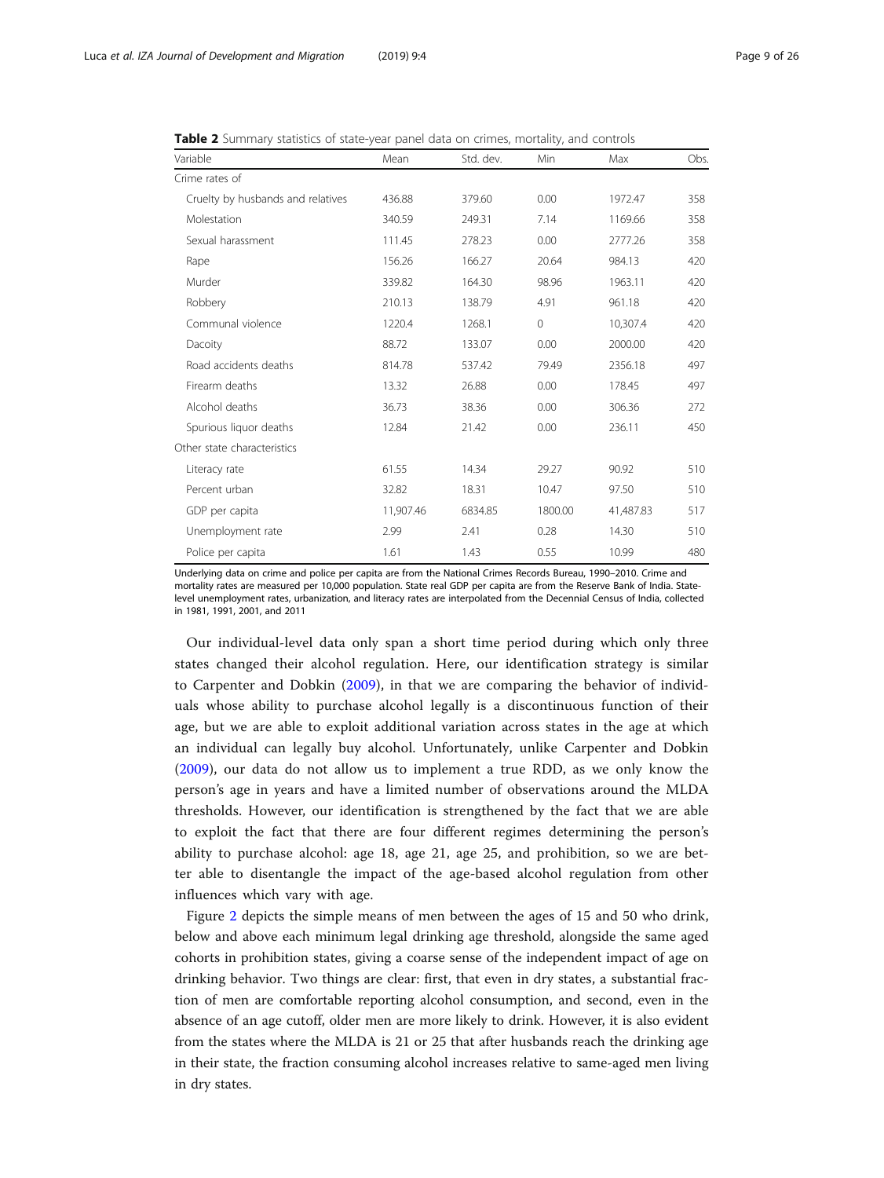**Table 2** Summary statistics of state-year panel data on crimes, mortality, and controls

| Variable | Mean | Std. dev. | Min | Max | Obs. |
|---|---|---|---|---|---|
| Crime rates of | | | | | |
| Cruelty by husbands and relatives | 436.88 | 379.60 | 0.00 | 1972.47 | 358 |
| Molestation | 340.59 | 249.31 | 7.14 | 1169.66 | 358 |
| Sexual harassment | 111.45 | 278.23 | 0.00 | 2777.26 | 358 |
| Rape | 156.26 | 166.27 | 20.64 | 984.13 | 420 |
| Murder | 339.82 | 164.30 | 98.96 | 1963.11 | 420 |
| Robbery | 210.13 | 138.79 | 4.91 | 961.18 | 420 |
| Communal violence | 1220.4 | 1268.1 | 0 | 10,307.4 | 420 |
| Dacoity | 88.72 | 133.07 | 0.00 | 2000.00 | 420 |
| Road accidents deaths | 814.78 | 537.42 | 79.49 | 2356.18 | 497 |
| Firearm deaths | 13.32 | 26.88 | 0.00 | 178.45 | 497 |
| Alcohol deaths | 36.73 | 38.36 | 0.00 | 306.36 | 272 |
| Spurious liquor deaths | 12.84 | 21.42 | 0.00 | 236.11 | 450 |
| Other state characteristics | | | | | |
| Literacy rate | 61.55 | 14.34 | 29.27 | 90.92 | 510 |
| Percent urban | 32.82 | 18.31 | 10.47 | 97.50 | 510 |
| GDP per capita | 11,907.46 | 6834.85 | 1800.00 | 41,487.83 | 517 |
| Unemployment rate | 2.99 | 2.41 | 0.28 | 14.30 | 510 |
| Police per capita | 1.61 | 1.43 | 0.55 | 10.99 | 480 |

Underlying data on crime and police per capita are from the National Crimes Records Bureau, 1990–2010. Crime and mortality rates are measured per 10,000 population. State real GDP per capita are from the Reserve Bank of India. State-level unemployment rates, urbanization, and literacy rates are interpolated from the Decennial Census of India, collected in 1981, 1991, 2001, and 2011

Our individual-level data only span a short time period during which only three states changed their alcohol regulation. Here, our identification strategy is similar to Carpenter and Dobkin (2009), in that we are comparing the behavior of individuals whose ability to purchase alcohol legally is a discontinuous function of their age, but we are able to exploit additional variation across states in the age at which an individual can legally buy alcohol. Unfortunately, unlike Carpenter and Dobkin (2009), our data do not allow us to implement a true RDD, as we only know the person's age in years and have a limited number of observations around the MLDA thresholds. However, our identification is strengthened by the fact that we are able to exploit the fact that there are four different regimes determining the person's ability to purchase alcohol: age 18, age 21, age 25, and prohibition, so we are better able to disentangle the impact of the age-based alcohol regulation from other influences which vary with age.

Figure 2 depicts the simple means of men between the ages of 15 and 50 who drink, below and above each minimum legal drinking age threshold, alongside the same aged cohorts in prohibition states, giving a coarse sense of the independent impact of age on drinking behavior. Two things are clear: first, that even in dry states, a substantial fraction of men are comfortable reporting alcohol consumption, and second, even in the absence of an age cutoff, older men are more likely to drink. However, it is also evident from the states where the MLDA is 21 or 25 that after husbands reach the drinking age in their state, the fraction consuming alcohol increases relative to same-aged men living in dry states.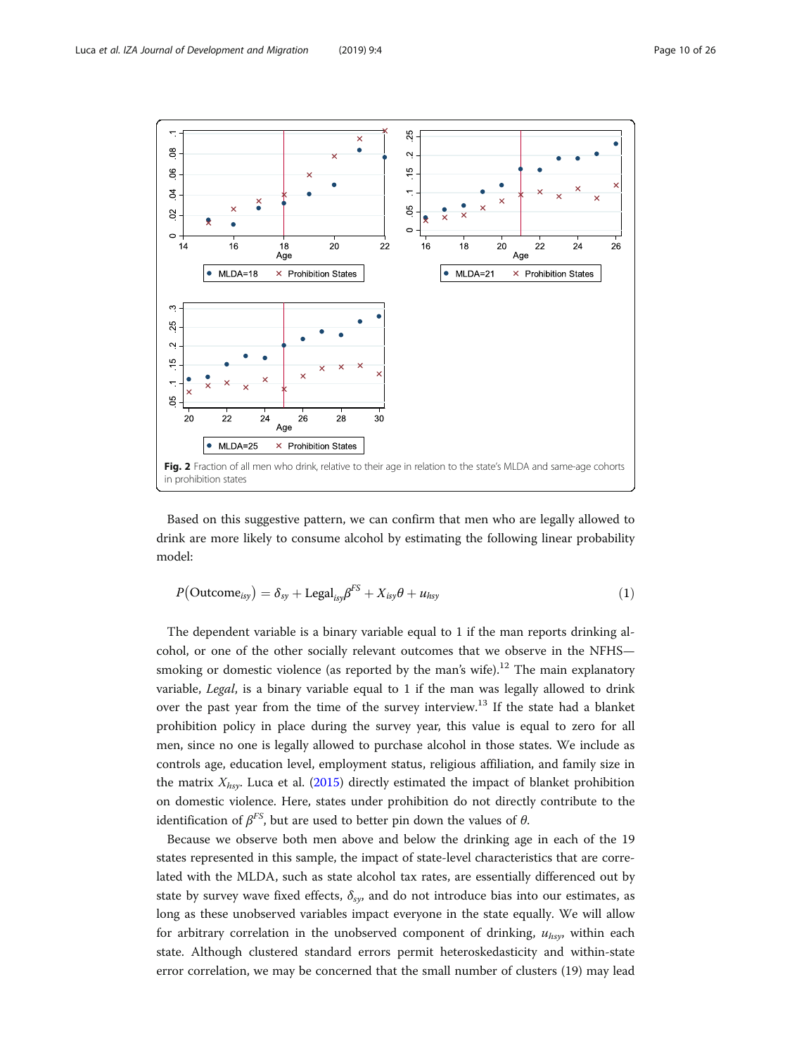**Fig. 2** Fraction of all men who drink, relative to their age in relation to the state's MLDA and same-age cohorts in prohibition states

Based on this suggestive pattern, we can confirm that men who are legally allowed to drink are more likely to consume alcohol by estimating the following linear probability model:

$$P\left(\text{Outcome}_{isy}\right) = \delta_{sy} + \text{Legal}_{isy}\beta^{FS} + X_{isy}\theta + u_{hsy} \tag{1}$$

The dependent variable is a binary variable equal to 1 if the man reports drinking alcohol, or one of the other socially relevant outcomes that we observe in the NFHS—smoking or domestic violence (as reported by the man's wife).[12] The main explanatory variable, *Legal*, is a binary variable equal to 1 if the man was legally allowed to drink over the past year from the time of the survey interview.[13] If the state had a blanket prohibition policy in place during the survey year, this value is equal to zero for all men, since no one is legally allowed to purchase alcohol in those states. We include as controls age, education level, employment status, religious affiliation, and family size in the matrix $X_{hsy}$. Luca et al. (2015) directly estimated the impact of blanket prohibition on domestic violence. Here, states under prohibition do not directly contribute to the identification of $\beta^{FS}$, but are used to better pin down the values of $\theta$.

Because we observe both men above and below the drinking age in each of the 19 states represented in this sample, the impact of state-level characteristics that are correlated with the MLDA, such as state alcohol tax rates, are essentially differenced out by state by survey wave fixed effects, $\delta_{sy}$, and do not introduce bias into our estimates, as long as these unobserved variables impact everyone in the state equally. We will allow for arbitrary correlation in the unobserved component of drinking, $u_{hsy}$, within each state. Although clustered standard errors permit heteroskedasticity and within-state error correlation, we may be concerned that the small number of clusters (19) may lead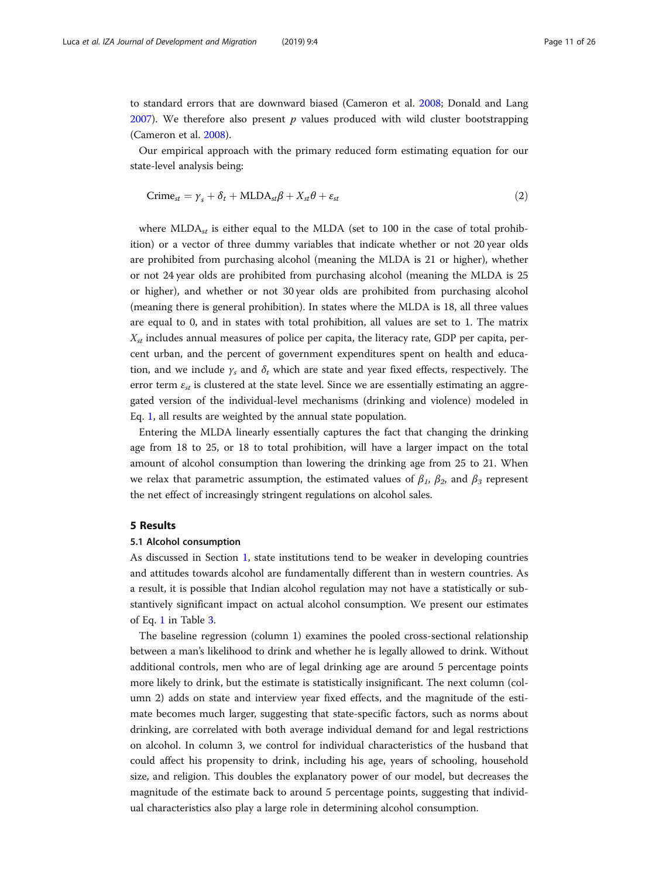to standard errors that are downward biased (Cameron et al. 2008; Donald and Lang 2007). We therefore also present $p$ values produced with wild cluster bootstrapping (Cameron et al. 2008).

Our empirical approach with the primary reduced form estimating equation for our state-level analysis being:

$$\text{Crime}_{st} = \gamma_s + \delta_t + \text{MLDA}_{st}\beta + X_{st}\theta + \varepsilon_{st} \tag{2}$$

where $\text{MLDA}_{st}$ is either equal to the MLDA (set to 100 in the case of total prohibition) or a vector of three dummy variables that indicate whether or not 20 year olds are prohibited from purchasing alcohol (meaning the MLDA is 21 or higher), whether or not 24 year olds are prohibited from purchasing alcohol (meaning the MLDA is 25 or higher), and whether or not 30 year olds are prohibited from purchasing alcohol (meaning there is general prohibition). In states where the MLDA is 18, all three values are equal to 0, and in states with total prohibition, all values are set to 1. The matrix $X_{st}$ includes annual measures of police per capita, the literacy rate, GDP per capita, percent urban, and the percent of government expenditures spent on health and education, and we include $\gamma_s$ and $\delta_t$ which are state and year fixed effects, respectively. The error term $\varepsilon_{st}$ is clustered at the state level. Since we are essentially estimating an aggregated version of the individual-level mechanisms (drinking and violence) modeled in Eq. 1, all results are weighted by the annual state population.

Entering the MLDA linearly essentially captures the fact that changing the drinking age from 18 to 25, or 18 to total prohibition, will have a larger impact on the total amount of alcohol consumption than lowering the drinking age from 25 to 21. When we relax that parametric assumption, the estimated values of $\beta_1$, $\beta_2$, and $\beta_3$ represent the net effect of increasingly stringent regulations on alcohol sales.

## 5 Results

### 5.1 Alcohol consumption

As discussed in Section 1, state institutions tend to be weaker in developing countries and attitudes towards alcohol are fundamentally different than in western countries. As a result, it is possible that Indian alcohol regulation may not have a statistically or substantively significant impact on actual alcohol consumption. We present our estimates of Eq. 1 in Table 3.

The baseline regression (column 1) examines the pooled cross-sectional relationship between a man's likelihood to drink and whether he is legally allowed to drink. Without additional controls, men who are of legal drinking age are around 5 percentage points more likely to drink, but the estimate is statistically insignificant. The next column (column 2) adds on state and interview year fixed effects, and the magnitude of the estimate becomes much larger, suggesting that state-specific factors, such as norms about drinking, are correlated with both average individual demand for and legal restrictions on alcohol. In column 3, we control for individual characteristics of the husband that could affect his propensity to drink, including his age, years of schooling, household size, and religion. This doubles the explanatory power of our model, but decreases the magnitude of the estimate back to around 5 percentage points, suggesting that individual characteristics also play a large role in determining alcohol consumption.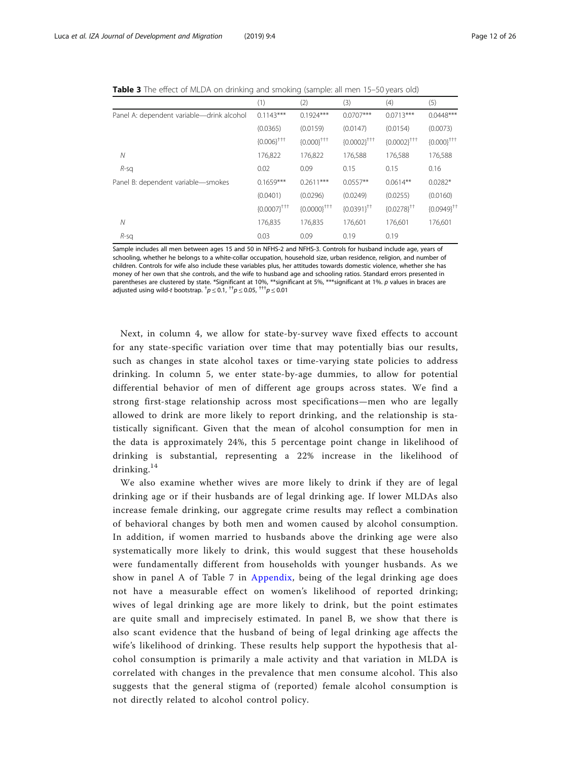**Table 3** The effect of MLDA on drinking and smoking (sample: all men 15–50 years old)

| | (1) | (2) | (3) | (4) | (5) |
|---|---|---|---|---|---|
| Panel A: dependent variable—drink alcohol | 0.1143*** | 0.1924*** | 0.0707*** | 0.0713*** | 0.0448*** |
| | (0.0365) | (0.0159) | (0.0147) | (0.0154) | (0.0073) |
| | {0.006}††† | {0.000}††† | {0.0002}††† | {0.0002}††† | {0.000}††† |
| *N* | 176,822 | 176,822 | 176,588 | 176,588 | 176,588 |
| *R*-sq | 0.02 | 0.09 | 0.15 | 0.15 | 0.16 |
| Panel B: dependent variable—smokes | 0.1659*** | 0.2611*** | 0.0557** | 0.0614** | 0.0282* |
| | (0.0401) | (0.0296) | (0.0249) | (0.0255) | (0.0160) |
| | {0.0007}††† | {0.0000}††† | {0.0391}†† | {0.0278}†† | {0.0949}†† |
| *N* | 176,835 | 176,835 | 176,601 | 176,601 | 176,601 |
| *R*-sq | 0.03 | 0.09 | 0.19 | 0.19 | |

Sample includes all men between ages 15 and 50 in NFHS-2 and NFHS-3. Controls for husband include age, years of schooling, whether he belongs to a white-collar occupation, household size, urban residence, religion, and number of children. Controls for wife also include these variables plus, her attitudes towards domestic violence, whether she has money of her own that she controls, and the wife to husband age and schooling ratios. Standard errors presented in parentheses are clustered by state. *Significant at 10%, **significant at 5%, ***significant at 1%. *p* values in braces are adjusted using wild-*t* bootstrap. †$p \leq 0.1$, ††$p \leq 0.05$, †††$p \leq 0.01$

Next, in column 4, we allow for state-by-survey wave fixed effects to account for any state-specific variation over time that may potentially bias our results, such as changes in state alcohol taxes or time-varying state policies to address drinking. In column 5, we enter state-by-age dummies, to allow for potential differential behavior of men of different age groups across states. We find a strong first-stage relationship across most specifications—men who are legally allowed to drink are more likely to report drinking, and the relationship is statistically significant. Given that the mean of alcohol consumption for men in the data is approximately 24%, this 5 percentage point change in likelihood of drinking is substantial, representing a 22% increase in the likelihood of drinking.[14]

We also examine whether wives are more likely to drink if they are of legal drinking age or if their husbands are of legal drinking age. If lower MLDAs also increase female drinking, our aggregate crime results may reflect a combination of behavioral changes by both men and women caused by alcohol consumption. In addition, if women married to husbands above the drinking age were also systematically more likely to drink, this would suggest that these households were fundamentally different from households with younger husbands. As we show in panel A of Table 7 in Appendix, being of the legal drinking age does not have a measurable effect on women's likelihood of reported drinking; wives of legal drinking age are more likely to drink, but the point estimates are quite small and imprecisely estimated. In panel B, we show that there is also scant evidence that the husband of being of legal drinking age affects the wife's likelihood of drinking. These results help support the hypothesis that alcohol consumption is primarily a male activity and that variation in MLDA is correlated with changes in the prevalence that men consume alcohol. This also suggests that the general stigma of (reported) female alcohol consumption is not directly related to alcohol control policy.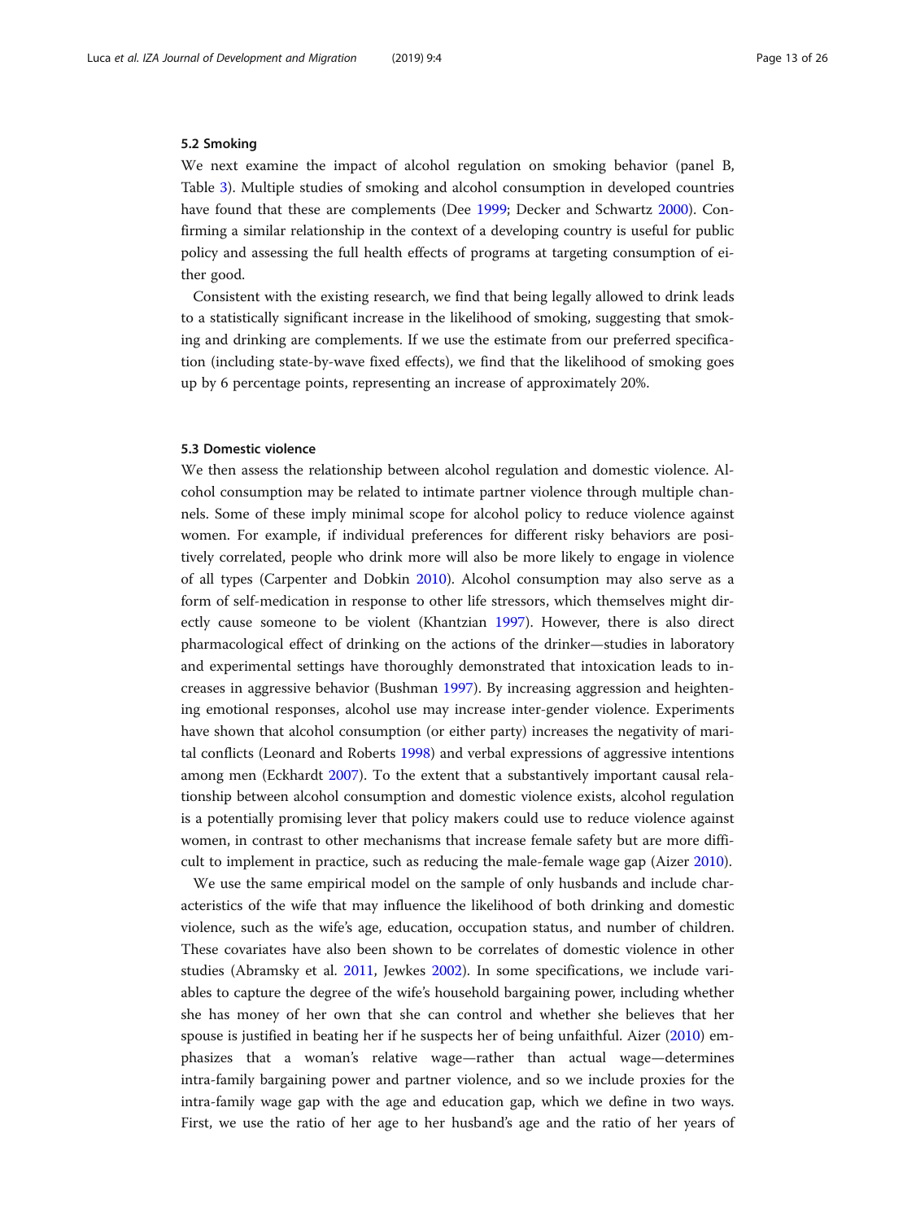### 5.2 Smoking

We next examine the impact of alcohol regulation on smoking behavior (panel B, Table 3). Multiple studies of smoking and alcohol consumption in developed countries have found that these are complements (Dee 1999; Decker and Schwartz 2000). Confirming a similar relationship in the context of a developing country is useful for public policy and assessing the full health effects of programs at targeting consumption of either good.

Consistent with the existing research, we find that being legally allowed to drink leads to a statistically significant increase in the likelihood of smoking, suggesting that smoking and drinking are complements. If we use the estimate from our preferred specification (including state-by-wave fixed effects), we find that the likelihood of smoking goes up by 6 percentage points, representing an increase of approximately 20%.

### 5.3 Domestic violence

We then assess the relationship between alcohol regulation and domestic violence. Alcohol consumption may be related to intimate partner violence through multiple channels. Some of these imply minimal scope for alcohol policy to reduce violence against women. For example, if individual preferences for different risky behaviors are positively correlated, people who drink more will also be more likely to engage in violence of all types (Carpenter and Dobkin 2010). Alcohol consumption may also serve as a form of self-medication in response to other life stressors, which themselves might directly cause someone to be violent (Khantzian 1997). However, there is also direct pharmacological effect of drinking on the actions of the drinker—studies in laboratory and experimental settings have thoroughly demonstrated that intoxication leads to increases in aggressive behavior (Bushman 1997). By increasing aggression and heightening emotional responses, alcohol use may increase inter-gender violence. Experiments have shown that alcohol consumption (or either party) increases the negativity of marital conflicts (Leonard and Roberts 1998) and verbal expressions of aggressive intentions among men (Eckhardt 2007). To the extent that a substantively important causal relationship between alcohol consumption and domestic violence exists, alcohol regulation is a potentially promising lever that policy makers could use to reduce violence against women, in contrast to other mechanisms that increase female safety but are more difficult to implement in practice, such as reducing the male-female wage gap (Aizer 2010).

We use the same empirical model on the sample of only husbands and include characteristics of the wife that may influence the likelihood of both drinking and domestic violence, such as the wife's age, education, occupation status, and number of children. These covariates have also been shown to be correlates of domestic violence in other studies (Abramsky et al. 2011, Jewkes 2002). In some specifications, we include variables to capture the degree of the wife's household bargaining power, including whether she has money of her own that she can control and whether she believes that her spouse is justified in beating her if he suspects her of being unfaithful. Aizer (2010) emphasizes that a woman's relative wage—rather than actual wage—determines intra-family bargaining power and partner violence, and so we include proxies for the intra-family wage gap with the age and education gap, which we define in two ways. First, we use the ratio of her age to her husband's age and the ratio of her years of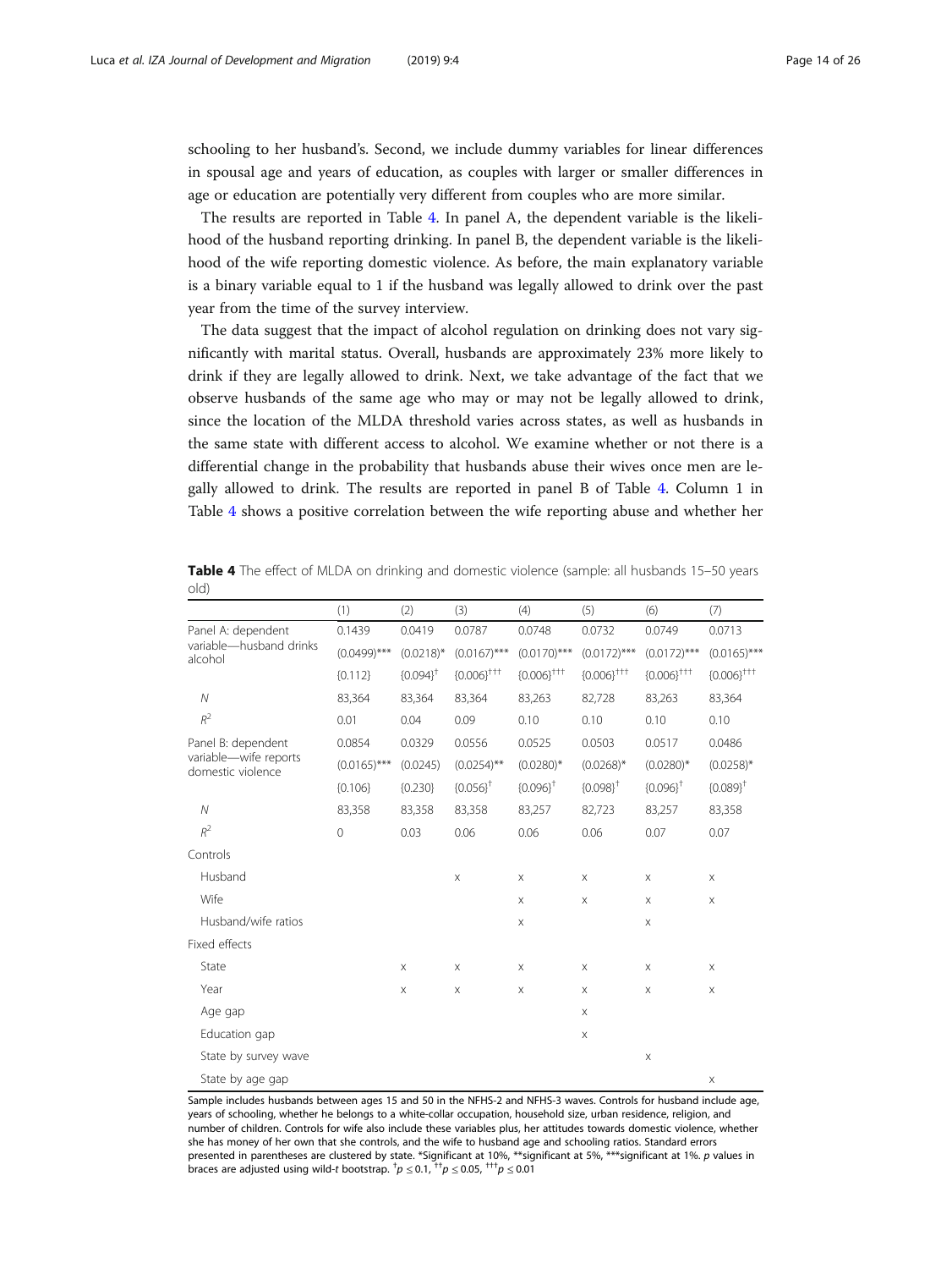schooling to her husband's. Second, we include dummy variables for linear differences in spousal age and years of education, as couples with larger or smaller differences in age or education are potentially very different from couples who are more similar.

The results are reported in Table 4. In panel A, the dependent variable is the likelihood of the husband reporting drinking. In panel B, the dependent variable is the likelihood of the wife reporting domestic violence. As before, the main explanatory variable is a binary variable equal to 1 if the husband was legally allowed to drink over the past year from the time of the survey interview.

The data suggest that the impact of alcohol regulation on drinking does not vary significantly with marital status. Overall, husbands are approximately 23% more likely to drink if they are legally allowed to drink. Next, we take advantage of the fact that we observe husbands of the same age who may or may not be legally allowed to drink, since the location of the MLDA threshold varies across states, as well as husbands in the same state with different access to alcohol. We examine whether or not there is a differential change in the probability that husbands abuse their wives once men are legally allowed to drink. The results are reported in panel B of Table 4. Column 1 in Table 4 shows a positive correlation between the wife reporting abuse and whether her

**Table 4** The effect of MLDA on drinking and domestic violence (sample: all husbands 15–50 years old)

| | (1) | (2) | (3) | (4) | (5) | (6) | (7) |
|---|---|---|---|---|---|---|---|
| Panel A: dependent variable—husband drinks alcohol | 0.1439 | 0.0419 | 0.0787 | 0.0748 | 0.0732 | 0.0749 | 0.0713 |
| | (0.0499)*** | (0.0218)* | (0.0167)*** | (0.0170)*** | (0.0172)*** | (0.0172)*** | (0.0165)*** |
| | {0.112} | {0.094}$^{\dagger}$ | {0.006}$^{\dagger\dagger\dagger}$ | {0.006}$^{\dagger\dagger\dagger}$ | {0.006}$^{\dagger\dagger\dagger}$ | {0.006}$^{\dagger\dagger\dagger}$ | {0.006}$^{\dagger\dagger\dagger}$ |
| $N$ | 83,364 | 83,364 | 83,364 | 83,263 | 82,728 | 83,263 | 83,364 |
| $R^2$ | 0.01 | 0.04 | 0.09 | 0.10 | 0.10 | 0.10 | 0.10 |
| Panel B: dependent variable—wife reports domestic violence | 0.0854 | 0.0329 | 0.0556 | 0.0525 | 0.0503 | 0.0517 | 0.0486 |
| | (0.0165)*** | (0.0245) | (0.0254)** | (0.0280)* | (0.0268)* | (0.0280)* | (0.0258)* |
| | {0.106} | {0.230} | {0.056}$^{\dagger}$ | {0.096}$^{\dagger}$ | {0.098}$^{\dagger}$ | {0.096}$^{\dagger}$ | {0.089}$^{\dagger}$ |
| $N$ | 83,358 | 83,358 | 83,358 | 83,257 | 82,723 | 83,257 | 83,358 |
| $R^2$ | 0 | 0.03 | 0.06 | 0.06 | 0.06 | 0.07 | 0.07 |
| Controls | | | | | | | |
| Husband | | | x | x | x | x | x |
| Wife | | | | x | x | x | x |
| Husband/wife ratios | | | | x | | x | |
| Fixed effects | | | | | | | |
| State | | x | x | x | x | x | x |
| Year | | x | x | x | x | x | x |
| Age gap | | | | | x | | |
| Education gap | | | | | x | | |
| State by survey wave | | | | | | x | |
| State by age gap | | | | | | | x |

Sample includes husbands between ages 15 and 50 in the NFHS-2 and NFHS-3 waves. Controls for husband include age, years of schooling, whether he belongs to a white-collar occupation, household size, urban residence, religion, and number of children. Controls for wife also include these variables plus, her attitudes towards domestic violence, whether she has money of her own that she controls, and the wife to husband age and schooling ratios. Standard errors presented in parentheses are clustered by state. *Significant at 10%, **significant at 5%, ***significant at 1%. *p* values in braces are adjusted using wild-*t* bootstrap. $^{\dagger}p \leq 0.1$, $^{\dagger\dagger}p \leq 0.05$, $^{\dagger\dagger\dagger}p \leq 0.01$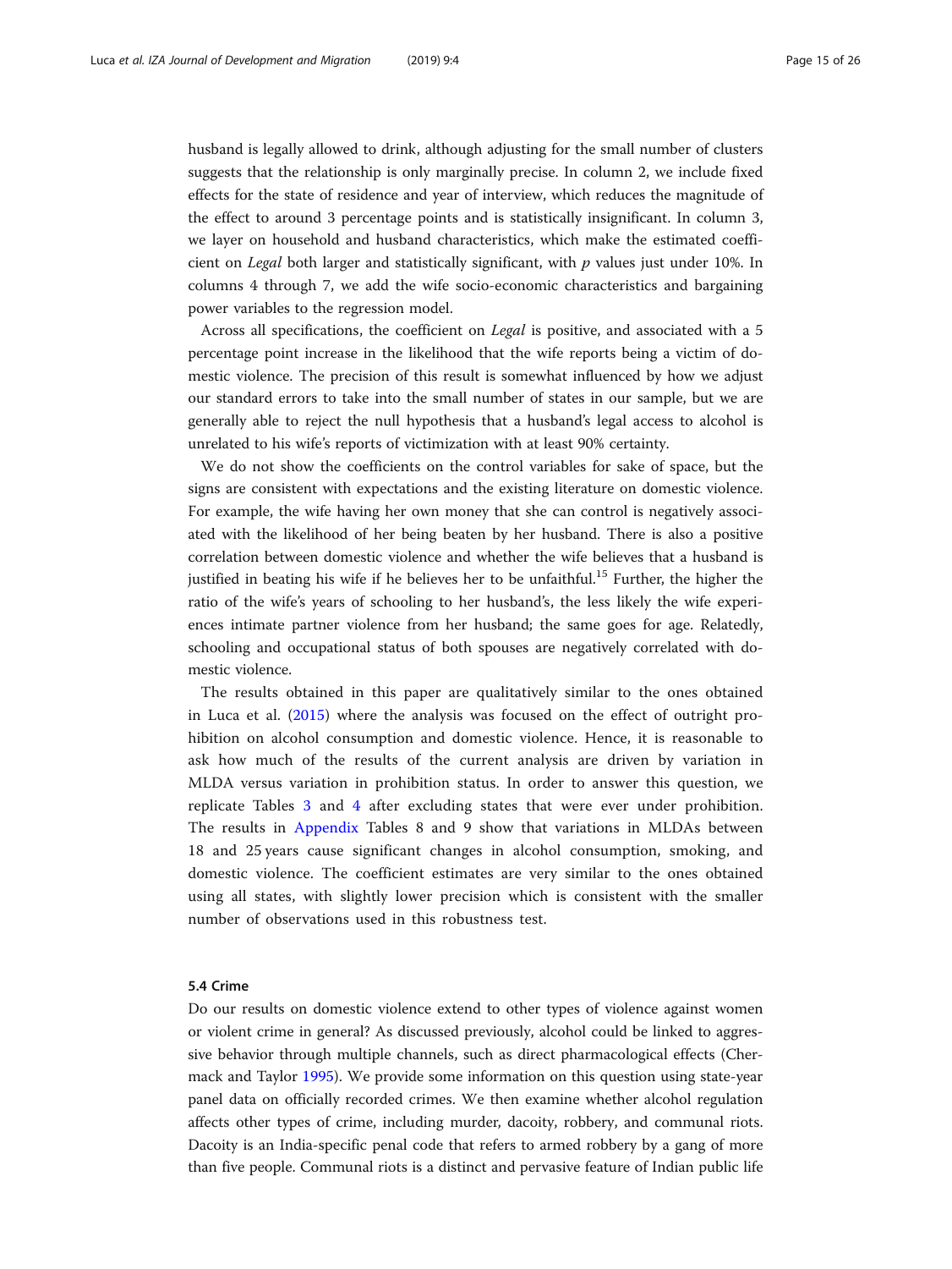husband is legally allowed to drink, although adjusting for the small number of clusters suggests that the relationship is only marginally precise. In column 2, we include fixed effects for the state of residence and year of interview, which reduces the magnitude of the effect to around 3 percentage points and is statistically insignificant. In column 3, we layer on household and husband characteristics, which make the estimated coefficient on *Legal* both larger and statistically significant, with $p$ values just under 10%. In columns 4 through 7, we add the wife socio-economic characteristics and bargaining power variables to the regression model.

Across all specifications, the coefficient on *Legal* is positive, and associated with a 5 percentage point increase in the likelihood that the wife reports being a victim of domestic violence. The precision of this result is somewhat influenced by how we adjust our standard errors to take into the small number of states in our sample, but we are generally able to reject the null hypothesis that a husband's legal access to alcohol is unrelated to his wife's reports of victimization with at least 90% certainty.

We do not show the coefficients on the control variables for sake of space, but the signs are consistent with expectations and the existing literature on domestic violence. For example, the wife having her own money that she can control is negatively associated with the likelihood of her being beaten by her husband. There is also a positive correlation between domestic violence and whether the wife believes that a husband is justified in beating his wife if he believes her to be unfaithful.[15] Further, the higher the ratio of the wife's years of schooling to her husband's, the less likely the wife experiences intimate partner violence from her husband; the same goes for age. Relatedly, schooling and occupational status of both spouses are negatively correlated with domestic violence.

The results obtained in this paper are qualitatively similar to the ones obtained in Luca et al. (2015) where the analysis was focused on the effect of outright prohibition on alcohol consumption and domestic violence. Hence, it is reasonable to ask how much of the results of the current analysis are driven by variation in MLDA versus variation in prohibition status. In order to answer this question, we replicate Tables 3 and 4 after excluding states that were ever under prohibition. The results in Appendix Tables 8 and 9 show that variations in MLDAs between 18 and 25 years cause significant changes in alcohol consumption, smoking, and domestic violence. The coefficient estimates are very similar to the ones obtained using all states, with slightly lower precision which is consistent with the smaller number of observations used in this robustness test.

### 5.4 Crime

Do our results on domestic violence extend to other types of violence against women or violent crime in general? As discussed previously, alcohol could be linked to aggressive behavior through multiple channels, such as direct pharmacological effects (Chermack and Taylor 1995). We provide some information on this question using state-year panel data on officially recorded crimes. We then examine whether alcohol regulation affects other types of crime, including murder, dacoity, robbery, and communal riots. Dacoity is an India-specific penal code that refers to armed robbery by a gang of more than five people. Communal riots is a distinct and pervasive feature of Indian public life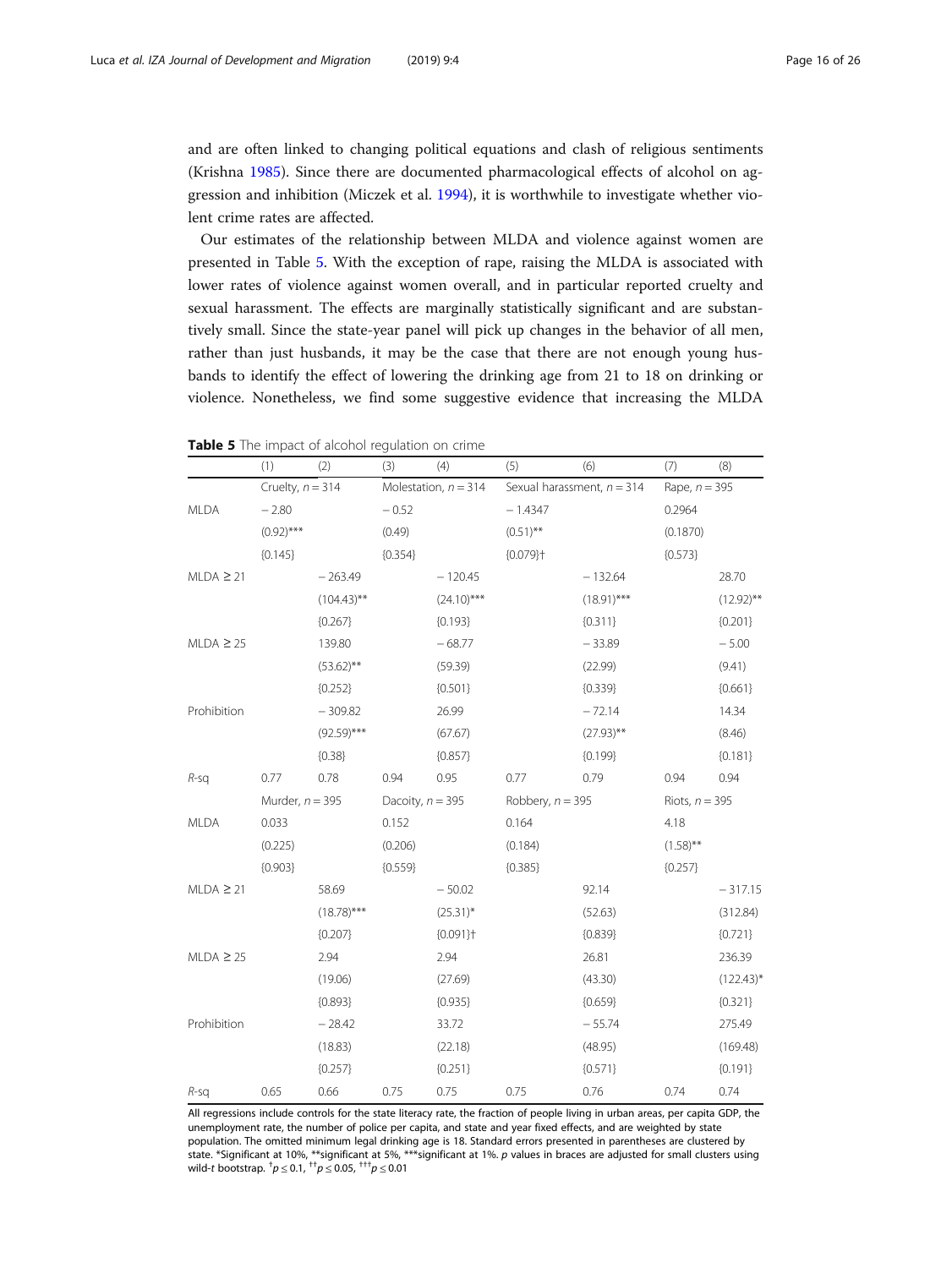and are often linked to changing political equations and clash of religious sentiments (Krishna 1985). Since there are documented pharmacological effects of alcohol on aggression and inhibition (Miczek et al. 1994), it is worthwhile to investigate whether violent crime rates are affected.

Our estimates of the relationship between MLDA and violence against women are presented in Table 5. With the exception of rape, raising the MLDA is associated with lower rates of violence against women overall, and in particular reported cruelty and sexual harassment. The effects are marginally statistically significant and are substantively small. Since the state-year panel will pick up changes in the behavior of all men, rather than just husbands, it may be the case that there are not enough young husbands to identify the effect of lowering the drinking age from 21 to 18 on drinking or violence. Nonetheless, we find some suggestive evidence that increasing the MLDA

**Table 5** The impact of alcohol regulation on crime

| | (1) | (2) | (3) | (4) | (5) | (6) | (7) | (8) |
|---|---|---|---|---|---|---|---|---|
| | Cruelty, $n = 314$ | | Molestation, $n = 314$ | | Sexual harassment, $n = 314$ | | Rape, $n = 395$ | |
| MLDA | −2.80 | | −0.52 | | −1.4347 | | 0.2964 | |
| | (0.92)*** | | (0.49) | | (0.51)** | | (0.1870) | |
| | {0.145} | | {0.354} | | {0.079}† | | {0.573} | |
| MLDA ≥ 21 | | −263.49 | | −120.45 | | −132.64 | | 28.70 |
| | | (104.43)** | | (24.10)*** | | (18.91)*** | | (12.92)** |
| | | {0.267} | | {0.193} | | {0.311} | | {0.201} |
| MLDA ≥ 25 | | 139.80 | | −68.77 | | −33.89 | | −5.00 |
| | | (53.62)** | | (59.39) | | (22.99) | | (9.41) |
| | | {0.252} | | {0.501} | | {0.339} | | {0.661} |
| Prohibition | | −309.82 | | 26.99 | | −72.14 | | 14.34 |
| | | (92.59)*** | | (67.67) | | (27.93)** | | (8.46) |
| | | {0.38} | | {0.857} | | {0.199} | | {0.181} |
| $R$-sq | 0.77 | 0.78 | 0.94 | 0.95 | 0.77 | 0.79 | 0.94 | 0.94 |
| | Murder, $n = 395$ | | Dacoity, $n = 395$ | | Robbery, $n = 395$ | | Riots, $n = 395$ | |
| MLDA | 0.033 | | 0.152 | | 0.164 | | 4.18 | |
| | (0.225) | | (0.206) | | (0.184) | | (1.58)** | |
| | {0.903} | | {0.559} | | {0.385} | | {0.257} | |
| MLDA ≥ 21 | | 58.69 | | −50.02 | | 92.14 | | −317.15 |
| | | (18.78)*** | | (25.31)* | | (52.63) | | (312.84) |
| | | {0.207} | | {0.091}† | | {0.839} | | {0.721} |
| MLDA ≥ 25 | | 2.94 | | 2.94 | | 26.81 | | 236.39 |
| | | (19.06) | | (27.69) | | (43.30) | | (122.43)* |
| | | {0.893} | | {0.935} | | {0.659} | | {0.321} |
| Prohibition | | −28.42 | | 33.72 | | −55.74 | | 275.49 |
| | | (18.83) | | (22.18) | | (48.95) | | (169.48) |
| | | {0.257} | | {0.251} | | {0.571} | | {0.191} |
| $R$-sq | 0.65 | 0.66 | 0.75 | 0.75 | 0.75 | 0.76 | 0.74 | 0.74 |

All regressions include controls for the state literacy rate, the fraction of people living in urban areas, per capita GDP, the unemployment rate, the number of police per capita, and state and year fixed effects, and are weighted by state population. The omitted minimum legal drinking age is 18. Standard errors presented in parentheses are clustered by state. *Significant at 10%, **significant at 5%, ***significant at 1%. $p$ values in braces are adjusted for small clusters using wild-$t$ bootstrap. †$p \leq 0.1$, ††$p \leq 0.05$, †††$p \leq 0.01$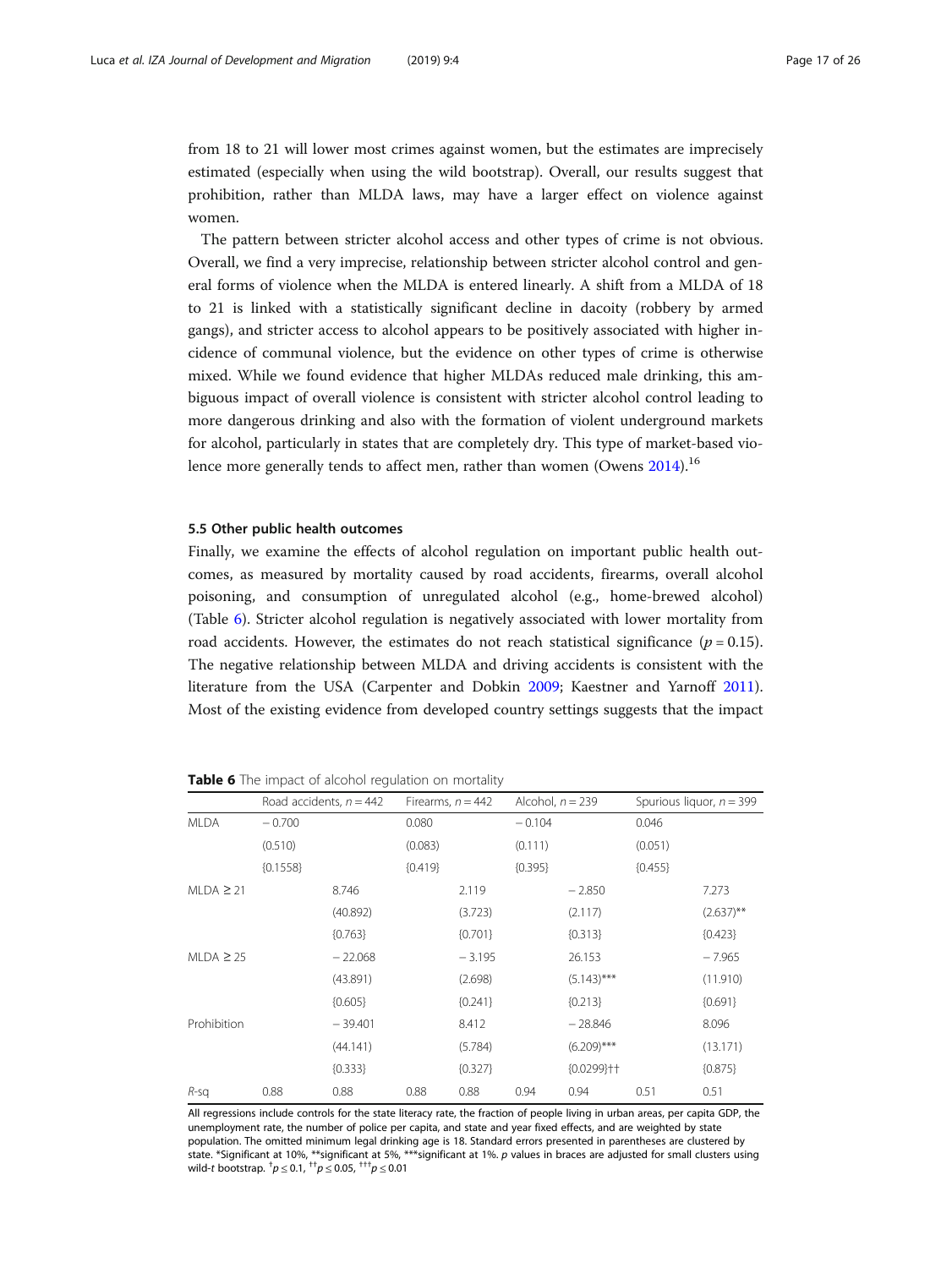from 18 to 21 will lower most crimes against women, but the estimates are imprecisely estimated (especially when using the wild bootstrap). Overall, our results suggest that prohibition, rather than MLDA laws, may have a larger effect on violence against women.

The pattern between stricter alcohol access and other types of crime is not obvious. Overall, we find a very imprecise, relationship between stricter alcohol control and general forms of violence when the MLDA is entered linearly. A shift from a MLDA of 18 to 21 is linked with a statistically significant decline in dacoity (robbery by armed gangs), and stricter access to alcohol appears to be positively associated with higher incidence of communal violence, but the evidence on other types of crime is otherwise mixed. While we found evidence that higher MLDAs reduced male drinking, this ambiguous impact of overall violence is consistent with stricter alcohol control leading to more dangerous drinking and also with the formation of violent underground markets for alcohol, particularly in states that are completely dry. This type of market-based violence more generally tends to affect men, rather than women (Owens 2014).[16]

### 5.5 Other public health outcomes

Finally, we examine the effects of alcohol regulation on important public health outcomes, as measured by mortality caused by road accidents, firearms, overall alcohol poisoning, and consumption of unregulated alcohol (e.g., home-brewed alcohol) (Table 6). Stricter alcohol regulation is negatively associated with lower mortality from road accidents. However, the estimates do not reach statistical significance ($p = 0.15$). The negative relationship between MLDA and driving accidents is consistent with the literature from the USA (Carpenter and Dobkin 2009; Kaestner and Yarnoff 2011). Most of the existing evidence from developed country settings suggests that the impact

**Table 6** The impact of alcohol regulation on mortality

| | Road accidents, $n = 442$ | | Firearms, $n = 442$ | | Alcohol, $n = 239$ | | Spurious liquor, $n = 399$ | |
|---|---|---|---|---|---|---|---|---|
| MLDA | −0.700 | | 0.080 | | −0.104 | | 0.046 | |
| | (0.510) | | (0.083) | | (0.111) | | (0.051) | |
| | {0.1558} | | {0.419} | | {0.395} | | {0.455} | |
| MLDA ≥ 21 | | 8.746 | | 2.119 | | −2.850 | | 7.273 |
| | | (40.892) | | (3.723) | | (2.117) | | (2.637)** |
| | | {0.763} | | {0.701} | | {0.313} | | {0.423} |
| MLDA ≥ 25 | | −22.068 | | −3.195 | | 26.153 | | −7.965 |
| | | (43.891) | | (2.698) | | (5.143)*** | | (11.910) |
| | | {0.605} | | {0.241} | | {0.213} | | {0.691} |
| Prohibition | | −39.401 | | 8.412 | | −28.846 | | 8.096 |
| | | (44.141) | | (5.784) | | (6.209)*** | | (13.171) |
| | | {0.333} | | {0.327} | | {0.0299}†† | | {0.875} |
| $R$-sq | 0.88 | 0.88 | 0.88 | 0.88 | 0.94 | 0.94 | 0.51 | 0.51 |

All regressions include controls for the state literacy rate, the fraction of people living in urban areas, per capita GDP, the unemployment rate, the number of police per capita, and state and year fixed effects, and are weighted by state population. The omitted minimum legal drinking age is 18. Standard errors presented in parentheses are clustered by state. *Significant at 10%, **significant at 5%, ***significant at 1%. $p$ values in braces are adjusted for small clusters using wild-$t$ bootstrap. †$p \leq 0.1$, ††$p \leq 0.05$, †††$p \leq 0.01$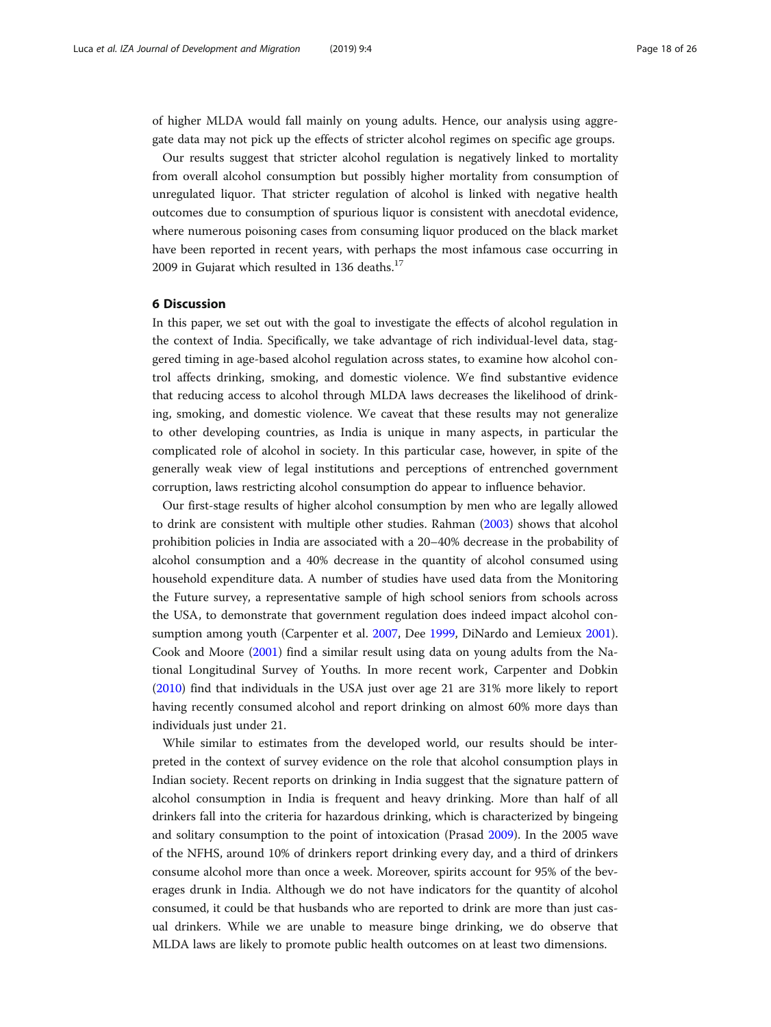of higher MLDA would fall mainly on young adults. Hence, our analysis using aggregate data may not pick up the effects of stricter alcohol regimes on specific age groups.

Our results suggest that stricter alcohol regulation is negatively linked to mortality from overall alcohol consumption but possibly higher mortality from consumption of unregulated liquor. That stricter regulation of alcohol is linked with negative health outcomes due to consumption of spurious liquor is consistent with anecdotal evidence, where numerous poisoning cases from consuming liquor produced on the black market have been reported in recent years, with perhaps the most infamous case occurring in 2009 in Gujarat which resulted in 136 deaths.[17]

## 6 Discussion

In this paper, we set out with the goal to investigate the effects of alcohol regulation in the context of India. Specifically, we take advantage of rich individual-level data, staggered timing in age-based alcohol regulation across states, to examine how alcohol control affects drinking, smoking, and domestic violence. We find substantive evidence that reducing access to alcohol through MLDA laws decreases the likelihood of drinking, smoking, and domestic violence. We caveat that these results may not generalize to other developing countries, as India is unique in many aspects, in particular the complicated role of alcohol in society. In this particular case, however, in spite of the generally weak view of legal institutions and perceptions of entrenched government corruption, laws restricting alcohol consumption do appear to influence behavior.

Our first-stage results of higher alcohol consumption by men who are legally allowed to drink are consistent with multiple other studies. Rahman (2003) shows that alcohol prohibition policies in India are associated with a 20–40% decrease in the probability of alcohol consumption and a 40% decrease in the quantity of alcohol consumed using household expenditure data. A number of studies have used data from the Monitoring the Future survey, a representative sample of high school seniors from schools across the USA, to demonstrate that government regulation does indeed impact alcohol consumption among youth (Carpenter et al. 2007, Dee 1999, DiNardo and Lemieux 2001). Cook and Moore (2001) find a similar result using data on young adults from the National Longitudinal Survey of Youths. In more recent work, Carpenter and Dobkin (2010) find that individuals in the USA just over age 21 are 31% more likely to report having recently consumed alcohol and report drinking on almost 60% more days than individuals just under 21.

While similar to estimates from the developed world, our results should be interpreted in the context of survey evidence on the role that alcohol consumption plays in Indian society. Recent reports on drinking in India suggest that the signature pattern of alcohol consumption in India is frequent and heavy drinking. More than half of all drinkers fall into the criteria for hazardous drinking, which is characterized by bingeing and solitary consumption to the point of intoxication (Prasad 2009). In the 2005 wave of the NFHS, around 10% of drinkers report drinking every day, and a third of drinkers consume alcohol more than once a week. Moreover, spirits account for 95% of the beverages drunk in India. Although we do not have indicators for the quantity of alcohol consumed, it could be that husbands who are reported to drink are more than just casual drinkers. While we are unable to measure binge drinking, we do observe that MLDA laws are likely to promote public health outcomes on at least two dimensions.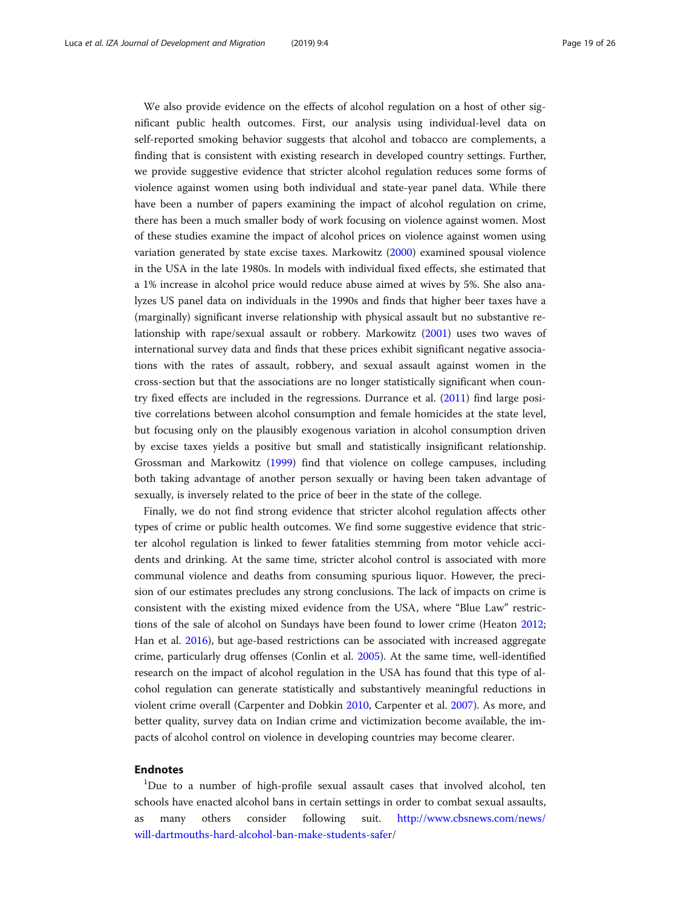We also provide evidence on the effects of alcohol regulation on a host of other significant public health outcomes. First, our analysis using individual-level data on self-reported smoking behavior suggests that alcohol and tobacco are complements, a finding that is consistent with existing research in developed country settings. Further, we provide suggestive evidence that stricter alcohol regulation reduces some forms of violence against women using both individual and state-year panel data. While there have been a number of papers examining the impact of alcohol regulation on crime, there has been a much smaller body of work focusing on violence against women. Most of these studies examine the impact of alcohol prices on violence against women using variation generated by state excise taxes. Markowitz (2000) examined spousal violence in the USA in the late 1980s. In models with individual fixed effects, she estimated that a 1% increase in alcohol price would reduce abuse aimed at wives by 5%. She also analyzes US panel data on individuals in the 1990s and finds that higher beer taxes have a (marginally) significant inverse relationship with physical assault but no substantive relationship with rape/sexual assault or robbery. Markowitz (2001) uses two waves of international survey data and finds that these prices exhibit significant negative associations with the rates of assault, robbery, and sexual assault against women in the cross-section but that the associations are no longer statistically significant when country fixed effects are included in the regressions. Durrance et al. (2011) find large positive correlations between alcohol consumption and female homicides at the state level, but focusing only on the plausibly exogenous variation in alcohol consumption driven by excise taxes yields a positive but small and statistically insignificant relationship. Grossman and Markowitz (1999) find that violence on college campuses, including both taking advantage of another person sexually or having been taken advantage of sexually, is inversely related to the price of beer in the state of the college.

Finally, we do not find strong evidence that stricter alcohol regulation affects other types of crime or public health outcomes. We find some suggestive evidence that stricter alcohol regulation is linked to fewer fatalities stemming from motor vehicle accidents and drinking. At the same time, stricter alcohol control is associated with more communal violence and deaths from consuming spurious liquor. However, the precision of our estimates precludes any strong conclusions. The lack of impacts on crime is consistent with the existing mixed evidence from the USA, where "Blue Law" restrictions of the sale of alcohol on Sundays have been found to lower crime (Heaton 2012; Han et al. 2016), but age-based restrictions can be associated with increased aggregate crime, particularly drug offenses (Conlin et al. 2005). At the same time, well-identified research on the impact of alcohol regulation in the USA has found that this type of alcohol regulation can generate statistically and substantively meaningful reductions in violent crime overall (Carpenter and Dobkin 2010, Carpenter et al. 2007). As more, and better quality, survey data on Indian crime and victimization become available, the impacts of alcohol control on violence in developing countries may become clearer.

## Endnotes

[1]Due to a number of high-profile sexual assault cases that involved alcohol, ten schools have enacted alcohol bans in certain settings in order to combat sexual assaults, as many others consider following suit. http://www.cbsnews.com/news/will-dartmouths-hard-alcohol-ban-make-students-safer/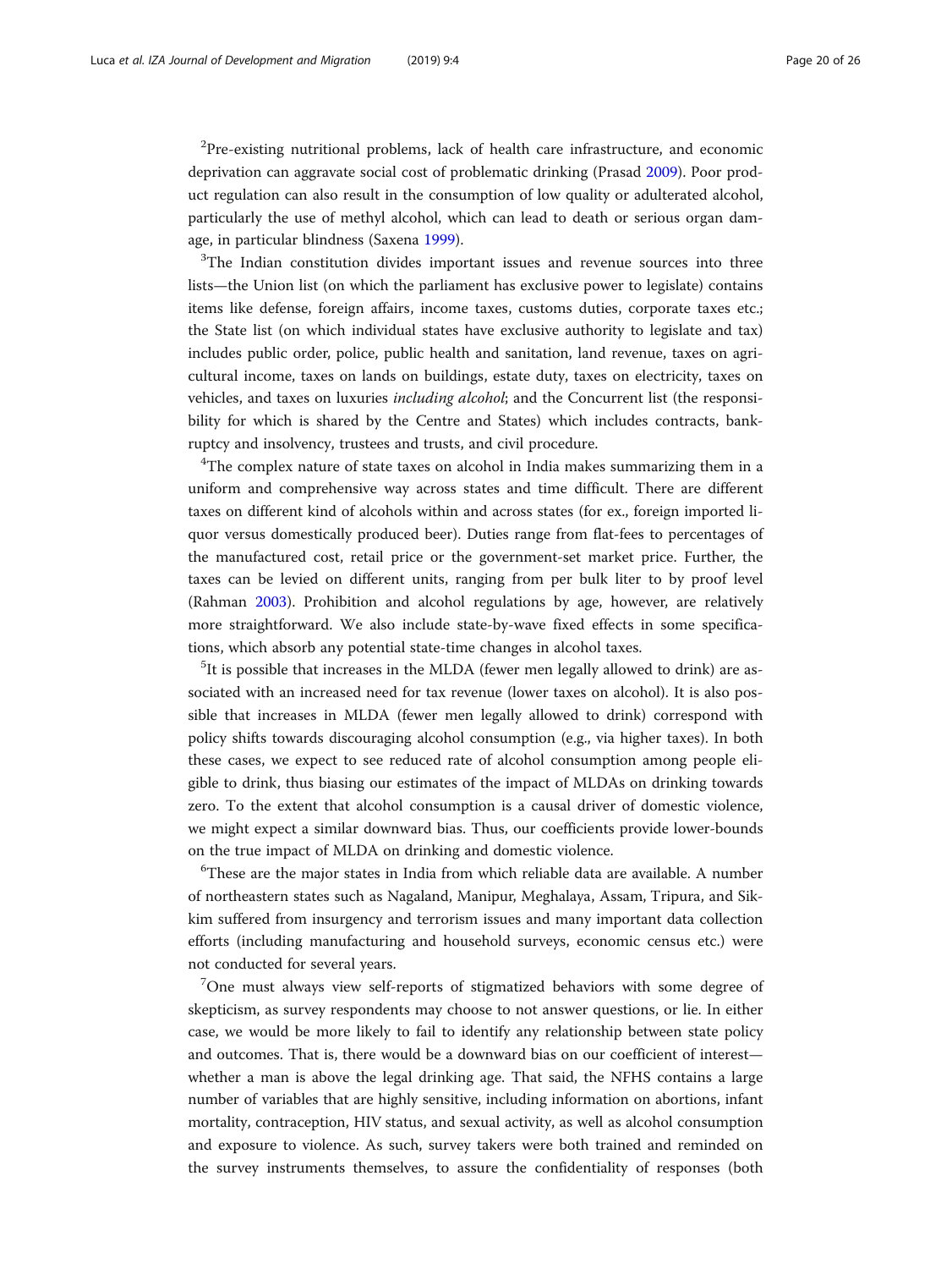[2]Pre-existing nutritional problems, lack of health care infrastructure, and economic deprivation can aggravate social cost of problematic drinking (Prasad 2009). Poor product regulation can also result in the consumption of low quality or adulterated alcohol, particularly the use of methyl alcohol, which can lead to death or serious organ damage, in particular blindness (Saxena 1999).

[3]The Indian constitution divides important issues and revenue sources into three lists—the Union list (on which the parliament has exclusive power to legislate) contains items like defense, foreign affairs, income taxes, customs duties, corporate taxes etc.; the State list (on which individual states have exclusive authority to legislate and tax) includes public order, police, public health and sanitation, land revenue, taxes on agricultural income, taxes on lands on buildings, estate duty, taxes on electricity, taxes on vehicles, and taxes on luxuries *including alcohol*; and the Concurrent list (the responsibility for which is shared by the Centre and States) which includes contracts, bankruptcy and insolvency, trustees and trusts, and civil procedure.

[4]The complex nature of state taxes on alcohol in India makes summarizing them in a uniform and comprehensive way across states and time difficult. There are different taxes on different kind of alcohols within and across states (for ex., foreign imported liquor versus domestically produced beer). Duties range from flat-fees to percentages of the manufactured cost, retail price or the government-set market price. Further, the taxes can be levied on different units, ranging from per bulk liter to by proof level (Rahman 2003). Prohibition and alcohol regulations by age, however, are relatively more straightforward. We also include state-by-wave fixed effects in some specifications, which absorb any potential state-time changes in alcohol taxes.

[5]It is possible that increases in the MLDA (fewer men legally allowed to drink) are associated with an increased need for tax revenue (lower taxes on alcohol). It is also possible that increases in MLDA (fewer men legally allowed to drink) correspond with policy shifts towards discouraging alcohol consumption (e.g., via higher taxes). In both these cases, we expect to see reduced rate of alcohol consumption among people eligible to drink, thus biasing our estimates of the impact of MLDAs on drinking towards zero. To the extent that alcohol consumption is a causal driver of domestic violence, we might expect a similar downward bias. Thus, our coefficients provide lower-bounds on the true impact of MLDA on drinking and domestic violence.

[6]These are the major states in India from which reliable data are available. A number of northeastern states such as Nagaland, Manipur, Meghalaya, Assam, Tripura, and Sikkim suffered from insurgency and terrorism issues and many important data collection efforts (including manufacturing and household surveys, economic census etc.) were not conducted for several years.

[7]One must always view self-reports of stigmatized behaviors with some degree of skepticism, as survey respondents may choose to not answer questions, or lie. In either case, we would be more likely to fail to identify any relationship between state policy and outcomes. That is, there would be a downward bias on our coefficient of interest—whether a man is above the legal drinking age. That said, the NFHS contains a large number of variables that are highly sensitive, including information on abortions, infant mortality, contraception, HIV status, and sexual activity, as well as alcohol consumption and exposure to violence. As such, survey takers were both trained and reminded on the survey instruments themselves, to assure the confidentiality of responses (both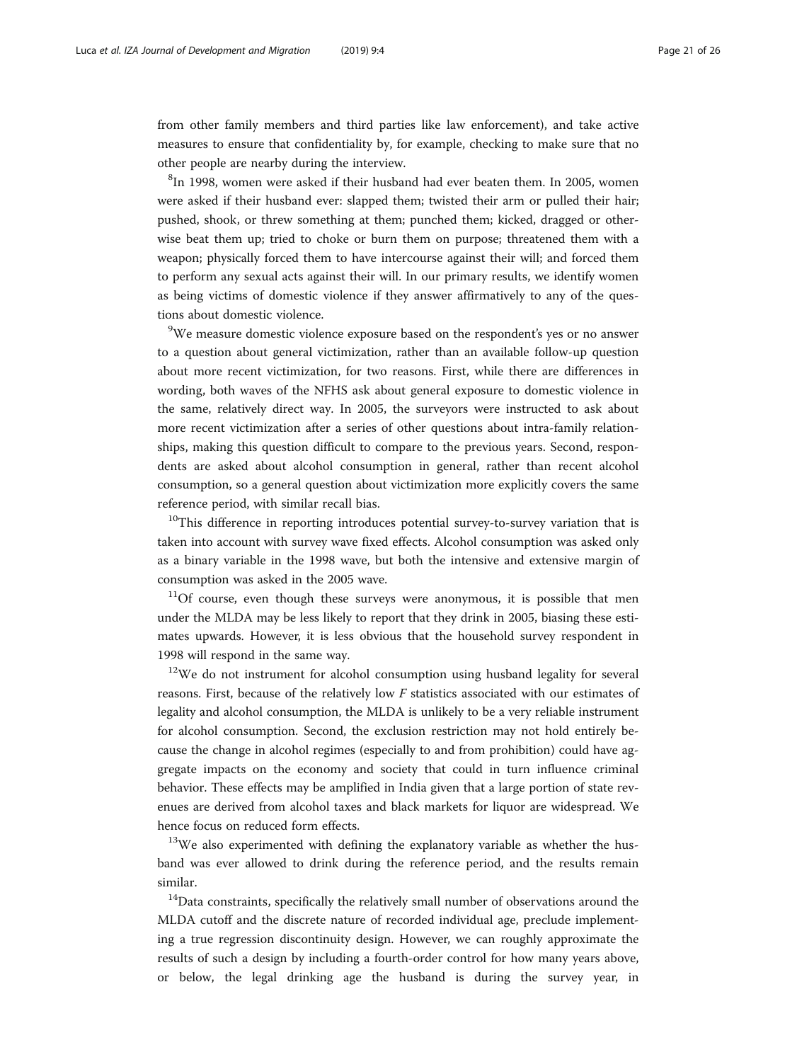from other family members and third parties like law enforcement), and take active measures to ensure that confidentiality by, for example, checking to make sure that no other people are nearby during the interview.

[8]In 1998, women were asked if their husband had ever beaten them. In 2005, women were asked if their husband ever: slapped them; twisted their arm or pulled their hair; pushed, shook, or threw something at them; punched them; kicked, dragged or otherwise beat them up; tried to choke or burn them on purpose; threatened them with a weapon; physically forced them to have intercourse against their will; and forced them to perform any sexual acts against their will. In our primary results, we identify women as being victims of domestic violence if they answer affirmatively to any of the questions about domestic violence.

[9]We measure domestic violence exposure based on the respondent's yes or no answer to a question about general victimization, rather than an available follow-up question about more recent victimization, for two reasons. First, while there are differences in wording, both waves of the NFHS ask about general exposure to domestic violence in the same, relatively direct way. In 2005, the surveyors were instructed to ask about more recent victimization after a series of other questions about intra-family relationships, making this question difficult to compare to the previous years. Second, respondents are asked about alcohol consumption in general, rather than recent alcohol consumption, so a general question about victimization more explicitly covers the same reference period, with similar recall bias.

[10]This difference in reporting introduces potential survey-to-survey variation that is taken into account with survey wave fixed effects. Alcohol consumption was asked only as a binary variable in the 1998 wave, but both the intensive and extensive margin of consumption was asked in the 2005 wave.

[11]Of course, even though these surveys were anonymous, it is possible that men under the MLDA may be less likely to report that they drink in 2005, biasing these estimates upwards. However, it is less obvious that the household survey respondent in 1998 will respond in the same way.

[12]We do not instrument for alcohol consumption using husband legality for several reasons. First, because of the relatively low *F* statistics associated with our estimates of legality and alcohol consumption, the MLDA is unlikely to be a very reliable instrument for alcohol consumption. Second, the exclusion restriction may not hold entirely because the change in alcohol regimes (especially to and from prohibition) could have aggregate impacts on the economy and society that could in turn influence criminal behavior. These effects may be amplified in India given that a large portion of state revenues are derived from alcohol taxes and black markets for liquor are widespread. We hence focus on reduced form effects.

[13]We also experimented with defining the explanatory variable as whether the husband was ever allowed to drink during the reference period, and the results remain similar.

[14]Data constraints, specifically the relatively small number of observations around the MLDA cutoff and the discrete nature of recorded individual age, preclude implementing a true regression discontinuity design. However, we can roughly approximate the results of such a design by including a fourth-order control for how many years above, or below, the legal drinking age the husband is during the survey year, in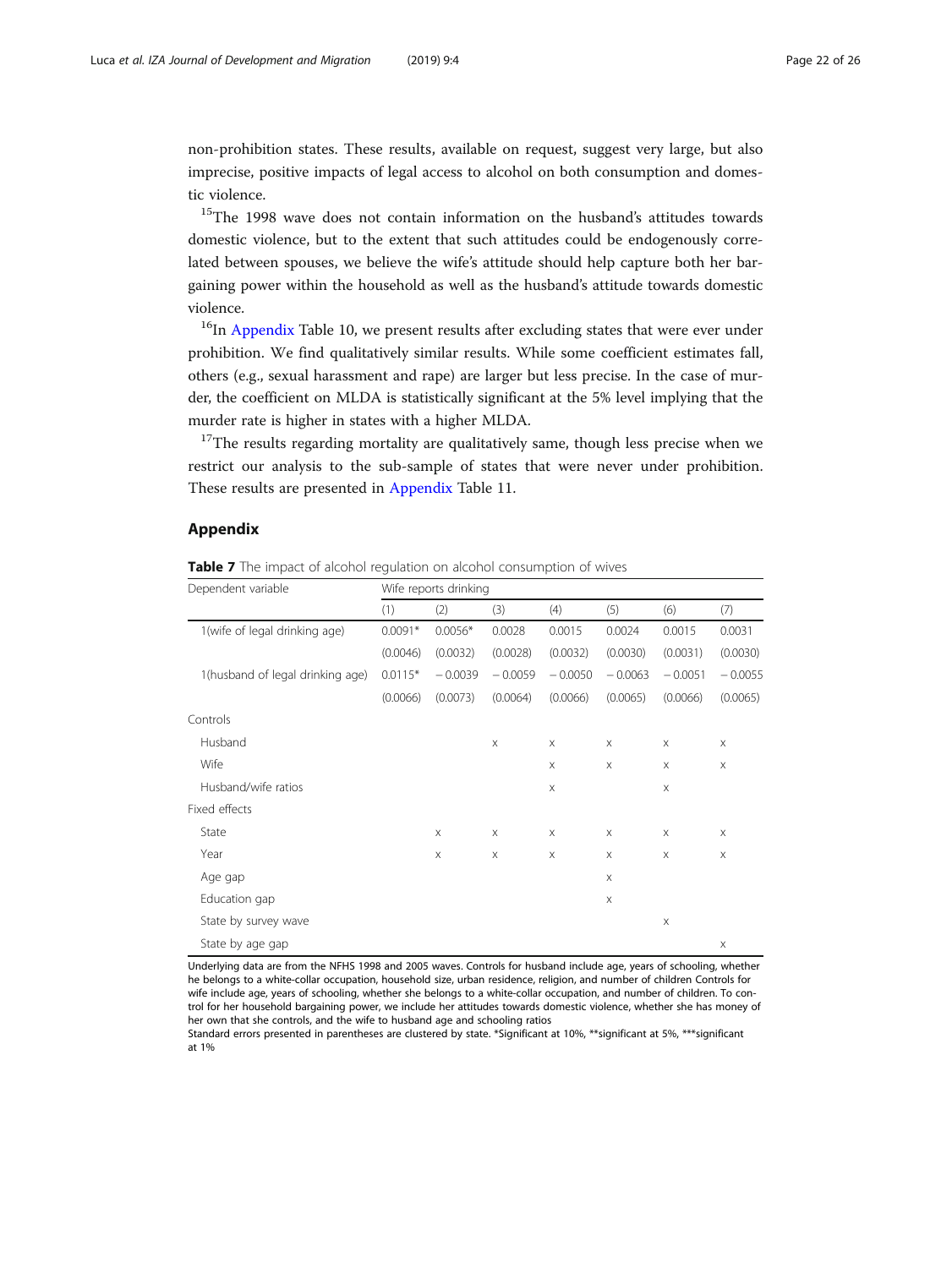non-prohibition states. These results, available on request, suggest very large, but also imprecise, positive impacts of legal access to alcohol on both consumption and domestic violence.

[15]The 1998 wave does not contain information on the husband's attitudes towards domestic violence, but to the extent that such attitudes could be endogenously correlated between spouses, we believe the wife's attitude should help capture both her bargaining power within the household as well as the husband's attitude towards domestic violence.

[16]In Appendix Table 10, we present results after excluding states that were ever under prohibition. We find qualitatively similar results. While some coefficient estimates fall, others (e.g., sexual harassment and rape) are larger but less precise. In the case of murder, the coefficient on MLDA is statistically significant at the 5% level implying that the murder rate is higher in states with a higher MLDA.

[17]The results regarding mortality are qualitatively same, though less precise when we restrict our analysis to the sub-sample of states that were never under prohibition. These results are presented in Appendix Table 11.

## Appendix

**Table 7** The impact of alcohol regulation on alcohol consumption of wives

| Dependent variable | Wife reports drinking | | | | | | |
|---|---|---|---|---|---|---|---|
| | (1) | (2) | (3) | (4) | (5) | (6) | (7) |
| 1(wife of legal drinking age) | 0.0091* | 0.0056* | 0.0028 | 0.0015 | 0.0024 | 0.0015 | 0.0031 |
| | (0.0046) | (0.0032) | (0.0028) | (0.0032) | (0.0030) | (0.0031) | (0.0030) |
| 1(husband of legal drinking age) | 0.0115* | −0.0039 | −0.0059 | −0.0050 | −0.0063 | −0.0051 | −0.0055 |
| | (0.0066) | (0.0073) | (0.0064) | (0.0066) | (0.0065) | (0.0066) | (0.0065) |
| Controls | | | | | | | |
| Husband | | | x | x | x | x | x |
| Wife | | | | x | x | x | x |
| Husband/wife ratios | | | | x | | x | |
| Fixed effects | | | | | | | |
| State | | x | x | x | x | x | x |
| Year | | x | x | x | x | x | x |
| Age gap | | | | | x | | |
| Education gap | | | | | x | | |
| State by survey wave | | | | | | x | |
| State by age gap | | | | | | | x |

Underlying data are from the NFHS 1998 and 2005 waves. Controls for husband include age, years of schooling, whether he belongs to a white-collar occupation, household size, urban residence, religion, and number of children Controls for wife include age, years of schooling, whether she belongs to a white-collar occupation, and number of children. To control for her household bargaining power, we include her attitudes towards domestic violence, whether she has money of her own that she controls, and the wife to husband age and schooling ratios

Standard errors presented in parentheses are clustered by state. *Significant at 10%, **significant at 5%, ***significant at 1%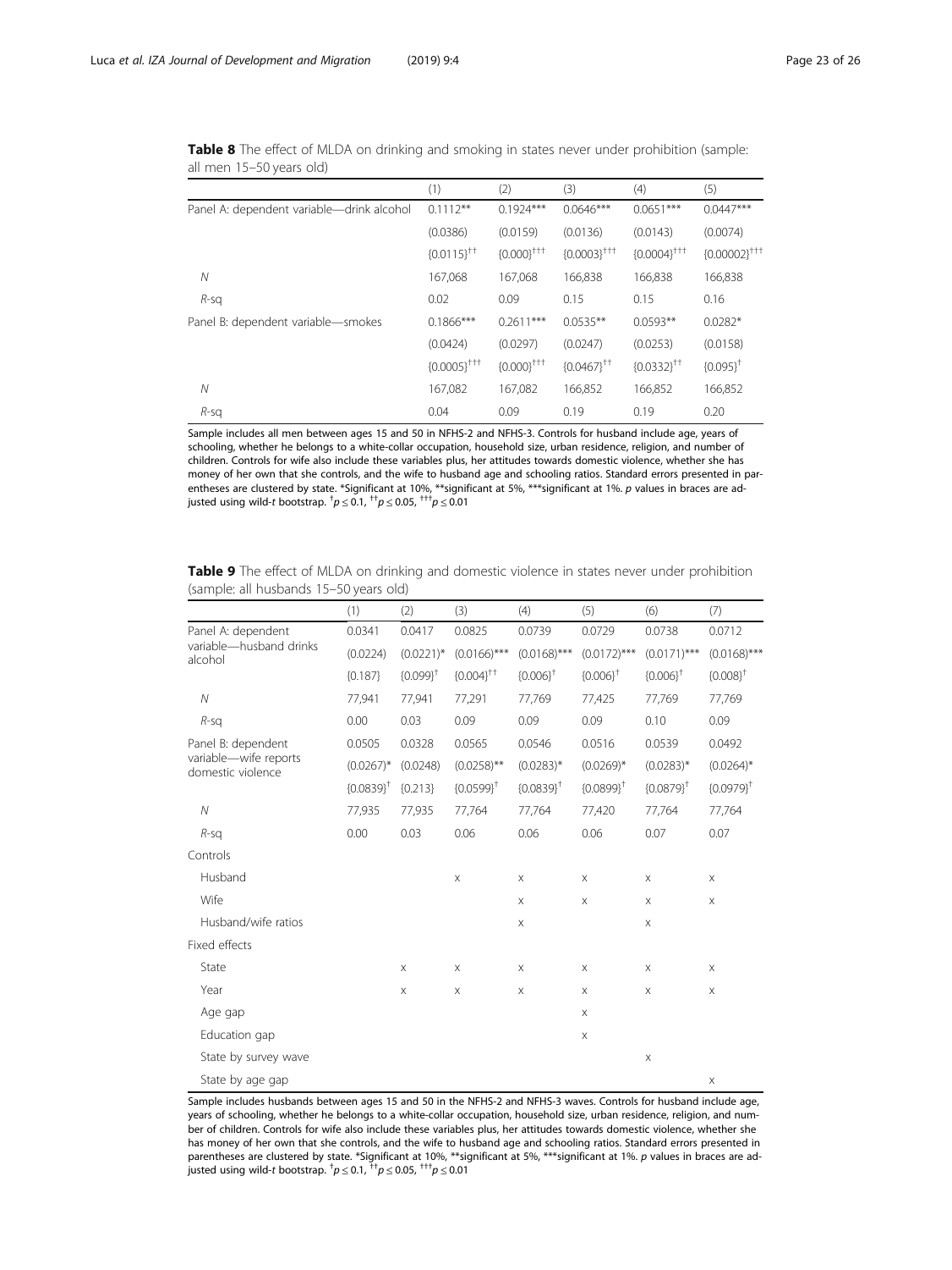**Table 8** The effect of MLDA on drinking and smoking in states never under prohibition (sample: all men 15–50 years old)

| | (1) | (2) | (3) | (4) | (5) |
|---|---|---|---|---|---|
| Panel A: dependent variable—drink alcohol | 0.1112** | 0.1924*** | 0.0646*** | 0.0651*** | 0.0447*** |
| | (0.0386) | (0.0159) | (0.0136) | (0.0143) | (0.0074) |
| | {0.0115}†† | {0.000}††† | {0.0003}††† | {0.0004}††† | {0.00002}††† |
| *N* | 167,068 | 167,068 | 166,838 | 166,838 | 166,838 |
| *R*-sq | 0.02 | 0.09 | 0.15 | 0.15 | 0.16 |
| Panel B: dependent variable—smokes | 0.1866*** | 0.2611*** | 0.0535** | 0.0593** | 0.0282* |
| | (0.0424) | (0.0297) | (0.0247) | (0.0253) | (0.0158) |
| | {0.0005}††† | {0.000}††† | {0.0467}†† | {0.0332}†† | {0.095}† |
| *N* | 167,082 | 167,082 | 166,852 | 166,852 | 166,852 |
| *R*-sq | 0.04 | 0.09 | 0.19 | 0.19 | 0.20 |

Sample includes all men between ages 15 and 50 in NFHS-2 and NFHS-3. Controls for husband include age, years of schooling, whether he belongs to a white-collar occupation, household size, urban residence, religion, and number of children. Controls for wife also include these variables plus, her attitudes towards domestic violence, whether she has money of her own that she controls, and the wife to husband age and schooling ratios. Standard errors presented in parentheses are clustered by state. *Significant at 10%, **significant at 5%, ***significant at 1%. *p* values in braces are adjusted using wild-*t* bootstrap. †$p \leq 0.1$, ††$p \leq 0.05$, †††$p \leq 0.01$

**Table 9** The effect of MLDA on drinking and domestic violence in states never under prohibition (sample: all husbands 15–50 years old)

| | (1) | (2) | (3) | (4) | (5) | (6) | (7) |
|---|---|---|---|---|---|---|---|
| Panel A: dependent variable—husband drinks alcohol | 0.0341 | 0.0417 | 0.0825 | 0.0739 | 0.0729 | 0.0738 | 0.0712 |
| | (0.0224) | (0.0221)* | (0.0166)*** | (0.0168)*** | (0.0172)*** | (0.0171)*** | (0.0168)*** |
| | {0.187} | {0.099}† | {0.004}†† | {0.006}† | {0.006}† | {0.006}† | {0.008}† |
| *N* | 77,941 | 77,941 | 77,291 | 77,769 | 77,425 | 77,769 | 77,769 |
| *R*-sq | 0.00 | 0.03 | 0.09 | 0.09 | 0.09 | 0.10 | 0.09 |
| Panel B: dependent variable—wife reports domestic violence | 0.0505 | 0.0328 | 0.0565 | 0.0546 | 0.0516 | 0.0539 | 0.0492 |
| | (0.0267)* | (0.0248) | (0.0258)** | (0.0283)* | (0.0269)* | (0.0283)* | (0.0264)* |
| | {0.0839}† | {0.213} | {0.0599}† | {0.0839}† | {0.0899}† | {0.0879}† | {0.0979}† |
| *N* | 77,935 | 77,935 | 77,764 | 77,764 | 77,420 | 77,764 | 77,764 |
| *R*-sq | 0.00 | 0.03 | 0.06 | 0.06 | 0.06 | 0.07 | 0.07 |
| Controls | | | | | | | |
| Husband | | | x | x | x | x | x |
| Wife | | | | x | x | x | x |
| Husband/wife ratios | | | | x | | x | |
| Fixed effects | | | | | | | |
| State | | x | x | x | x | x | x |
| Year | | x | x | x | x | x | x |
| Age gap | | | | | x | | |
| Education gap | | | | | x | | |
| State by survey wave | | | | | | x | |
| State by age gap | | | | | | | x |

Sample includes husbands between ages 15 and 50 in the NFHS-2 and NFHS-3 waves. Controls for husband include age, years of schooling, whether he belongs to a white-collar occupation, household size, urban residence, religion, and number of children. Controls for wife also include these variables plus, her attitudes towards domestic violence, whether she has money of her own that she controls, and the wife to husband age and schooling ratios. Standard errors presented in parentheses are clustered by state. *Significant at 10%, **significant at 5%, ***significant at 1%. *p* values in braces are adjusted using wild-*t* bootstrap. †$p \leq 0.1$, ††$p \leq 0.05$, †††$p \leq 0.01$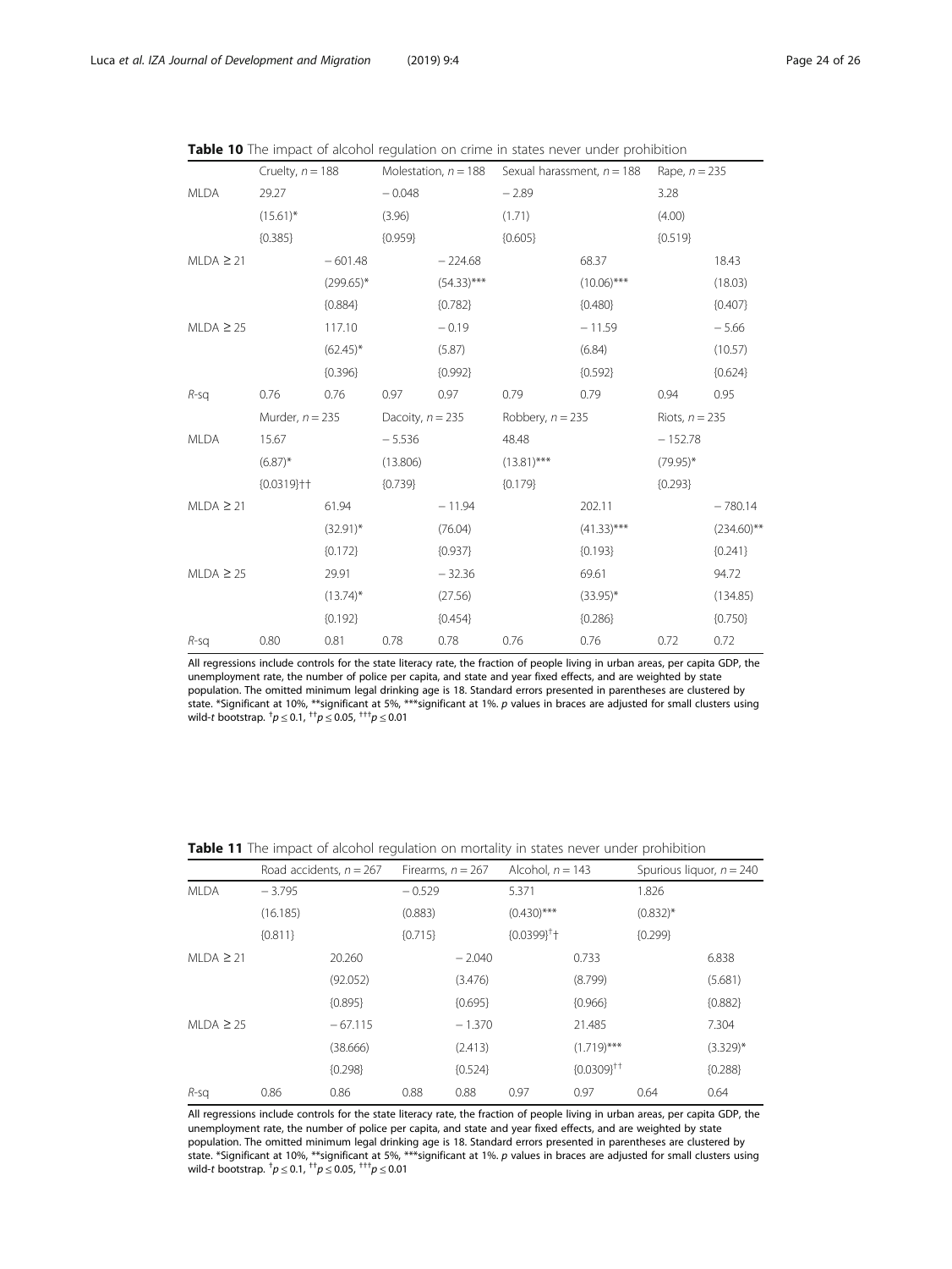**Table 10** The impact of alcohol regulation on crime in states never under prohibition

| | Cruelty, $n = 188$ | | Molestation, $n = 188$ | | Sexual harassment, $n = 188$ | | Rape, $n = 235$ | |
|---|---|---|---|---|---|---|---|---|
| MLDA | 29.27 | | −0.048 | | −2.89 | | 3.28 | |
| | (15.61)* | | (3.96) | | (1.71) | | (4.00) | |
| | {0.385} | | {0.959} | | {0.605} | | {0.519} | |
| MLDA ≥ 21 | | −601.48 | | −224.68 | | 68.37 | | 18.43 |
| | | (299.65)* | | (54.33)*** | | (10.06)*** | | (18.03) |
| | | {0.884} | | {0.782} | | {0.480} | | {0.407} |
| MLDA ≥ 25 | | 117.10 | | −0.19 | | −11.59 | | −5.66 |
| | | (62.45)* | | (5.87) | | (6.84) | | (10.57) |
| | | {0.396} | | {0.992} | | {0.592} | | {0.624} |
| *R*-sq | 0.76 | 0.76 | 0.97 | 0.97 | 0.79 | 0.79 | 0.94 | 0.95 |
| | Murder, $n = 235$ | | Dacoity, $n = 235$ | | Robbery, $n = 235$ | | Riots, $n = 235$ | |
| MLDA | 15.67 | | −5.536 | | 48.48 | | −152.78 | |
| | (6.87)* | | (13.806) | | (13.81)*** | | (79.95)* | |
| | {0.0319}†† | | {0.739} | | {0.179} | | {0.293} | |
| MLDA ≥ 21 | | 61.94 | | −11.94 | | 202.11 | | −780.14 |
| | | (32.91)* | | (76.04) | | (41.33)*** | | (234.60)** |
| | | {0.172} | | {0.937} | | {0.193} | | {0.241} |
| MLDA ≥ 25 | | 29.91 | | −32.36 | | 69.61 | | 94.72 |
| | | (13.74)* | | (27.56) | | (33.95)* | | (134.85) |
| | | {0.192} | | {0.454} | | {0.286} | | {0.750} |
| *R*-sq | 0.80 | 0.81 | 0.78 | 0.78 | 0.76 | 0.76 | 0.72 | 0.72 |

All regressions include controls for the state literacy rate, the fraction of people living in urban areas, per capita GDP, the unemployment rate, the number of police per capita, and state and year fixed effects, and are weighted by state population. The omitted minimum legal drinking age is 18. Standard errors presented in parentheses are clustered by state. *Significant at 10%, **significant at 5%, ***significant at 1%. *p* values in braces are adjusted for small clusters using wild-*t* bootstrap. †$p \leq 0.1$, ††$p \leq 0.05$, †††$p \leq 0.01$

**Table 11** The impact of alcohol regulation on mortality in states never under prohibition

| | Road accidents, $n = 267$ | | Firearms, $n = 267$ | | Alcohol, $n = 143$ | | Spurious liquor, $n = 240$ | |
|---|---|---|---|---|---|---|---|---|
| MLDA | −3.795 | | −0.529 | | 5.371 | | 1.826 | |
| | (16.185) | | (0.883) | | (0.430)*** | | (0.832)* | |
| | {0.811} | | {0.715} | | {0.0399}†† | | {0.299} | |
| MLDA ≥ 21 | | 20.260 | | −2.040 | | 0.733 | | 6.838 |
| | | (92.052) | | (3.476) | | (8.799) | | (5.681) |
| | | {0.895} | | {0.695} | | {0.966} | | {0.882} |
| MLDA ≥ 25 | | −67.115 | | −1.370 | | 21.485 | | 7.304 |
| | | (38.666) | | (2.413) | | (1.719)*** | | (3.329)* |
| | | {0.298} | | {0.524} | | {0.0309}†† | | {0.288} |
| *R*-sq | 0.86 | 0.86 | 0.88 | 0.88 | 0.97 | 0.97 | 0.64 | 0.64 |

All regressions include controls for the state literacy rate, the fraction of people living in urban areas, per capita GDP, the unemployment rate, the number of police per capita, and state and year fixed effects, and are weighted by state population. The omitted minimum legal drinking age is 18. Standard errors presented in parentheses are clustered by state. *Significant at 10%, **significant at 5%, ***significant at 1%. *p* values in braces are adjusted for small clusters using wild-*t* bootstrap. †$p \leq 0.1$, ††$p \leq 0.05$, †††$p \leq 0.01$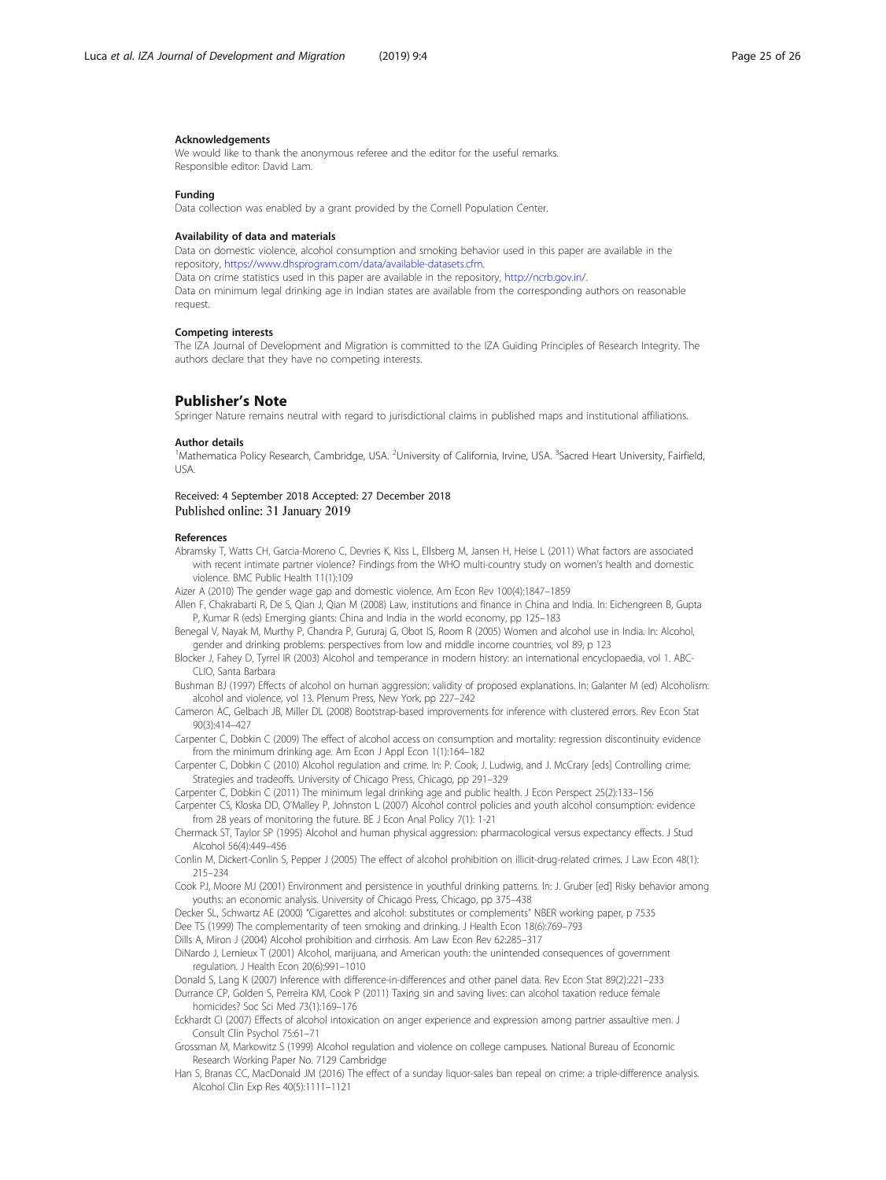#### Acknowledgements

We would like to thank the anonymous referee and the editor for the useful remarks.
Responsible editor: David Lam.

#### Funding

Data collection was enabled by a grant provided by the Cornell Population Center.

#### Availability of data and materials

Data on domestic violence, alcohol consumption and smoking behavior used in this paper are available in the repository, https://www.dhsprogram.com/data/available-datasets.cfm.
Data on crime statistics used in this paper are available in the repository, http://ncrb.gov.in/.
Data on minimum legal drinking age in Indian states are available from the corresponding authors on reasonable request.

#### Competing interests

The IZA Journal of Development and Migration is committed to the IZA Guiding Principles of Research Integrity. The authors declare that they have no competing interests.

## Publisher's Note

Springer Nature remains neutral with regard to jurisdictional claims in published maps and institutional affiliations.

#### Author details

[1]Mathematica Policy Research, Cambridge, USA. [2]University of California, Irvine, USA. [3]Sacred Heart University, Fairfield, USA.

Received: 4 September 2018 Accepted: 27 December 2018
Published online: 31 January 2019

#### References

Abramsky T, Watts CH, Garcia-Moreno C, Devries K, Kiss L, Ellsberg M, Jansen H, Heise L (2011) What factors are associated with recent intimate partner violence? Findings from the WHO multi-country study on women's health and domestic violence. BMC Public Health 11(1):109

Aizer A (2010) The gender wage gap and domestic violence. Am Econ Rev 100(4):1847–1859

Allen F, Chakrabarti R, De S, Qian J, Qian M (2008) Law, institutions and finance in China and India. In: Eichengreen B, Gupta P, Kumar R (eds) Emerging giants: China and India in the world economy, pp 125–183

Benegal V, Nayak M, Murthy P, Chandra P, Gururaj G, Obot IS, Room R (2005) Women and alcohol use in India. In: Alcohol, gender and drinking problems: perspectives from low and middle income countries, vol 89, p 123

Blocker J, Fahey D, Tyrrel IR (2003) Alcohol and temperance in modern history: an international encyclopaedia, vol 1. ABC-CLIO, Santa Barbara

Bushman BJ (1997) Effects of alcohol on human aggression: validity of proposed explanations. In: Galanter M (ed) Alcoholism: alcohol and violence, vol 13. Plenum Press, New York, pp 227–242

Cameron AC, Gelbach JB, Miller DL (2008) Bootstrap-based improvements for inference with clustered errors. Rev Econ Stat 90(3):414–427

Carpenter C, Dobkin C (2009) The effect of alcohol access on consumption and mortality: regression discontinuity evidence from the minimum drinking age. Am Econ J Appl Econ 1(1):164–182

Carpenter C, Dobkin C (2010) Alcohol regulation and crime. In: P. Cook, J. Ludwig, and J. McCrary [eds] Controlling crime: Strategies and tradeoffs. University of Chicago Press, Chicago, pp 291–329

Carpenter C, Dobkin C (2011) The minimum legal drinking age and public health. J Econ Perspect 25(2):133–156

Carpenter CS, Kloska DD, O'Malley P, Johnston L (2007) Alcohol control policies and youth alcohol consumption: evidence from 28 years of monitoring the future. BE J Econ Anal Policy 7(1): 1-21

Chermack ST, Taylor SP (1995) Alcohol and human physical aggression: pharmacological versus expectancy effects. J Stud Alcohol 56(4):449–456

Conlin M, Dickert-Conlin S, Pepper J (2005) The effect of alcohol prohibition on illicit-drug-related crimes. J Law Econ 48(1): 215–234

Cook PJ, Moore MJ (2001) Environment and persistence in youthful drinking patterns. In: J. Gruber [ed] Risky behavior among youths: an economic analysis. University of Chicago Press, Chicago, pp 375–438

Decker SL, Schwartz AE (2000) "Cigarettes and alcohol: substitutes or complements" NBER working paper, p 7535

Dee TS (1999) The complementarity of teen smoking and drinking. J Health Econ 18(6):769–793

Dills A, Miron J (2004) Alcohol prohibition and cirrhosis. Am Law Econ Rev 62:285–317

DiNardo J, Lemieux T (2001) Alcohol, marijuana, and American youth: the unintended consequences of government regulation. J Health Econ 20(6):991–1010

Donald S, Lang K (2007) Inference with difference-in-differences and other panel data. Rev Econ Stat 89(2):221–233

Durrance CP, Golden S, Perreira KM, Cook P (2011) Taxing sin and saving lives: can alcohol taxation reduce female homicides? Soc Sci Med 73(1):169–176

Eckhardt CI (2007) Effects of alcohol intoxication on anger experience and expression among partner assaultive men. J Consult Clin Psychol 75:61–71

Grossman M, Markowitz S (1999) Alcohol regulation and violence on college campuses. National Bureau of Economic Research Working Paper No. 7129 Cambridge

Han S, Branas CC, MacDonald JM (2016) The effect of a sunday liquor-sales ban repeal on crime: a triple-difference analysis. Alcohol Clin Exp Res 40(5):1111–1121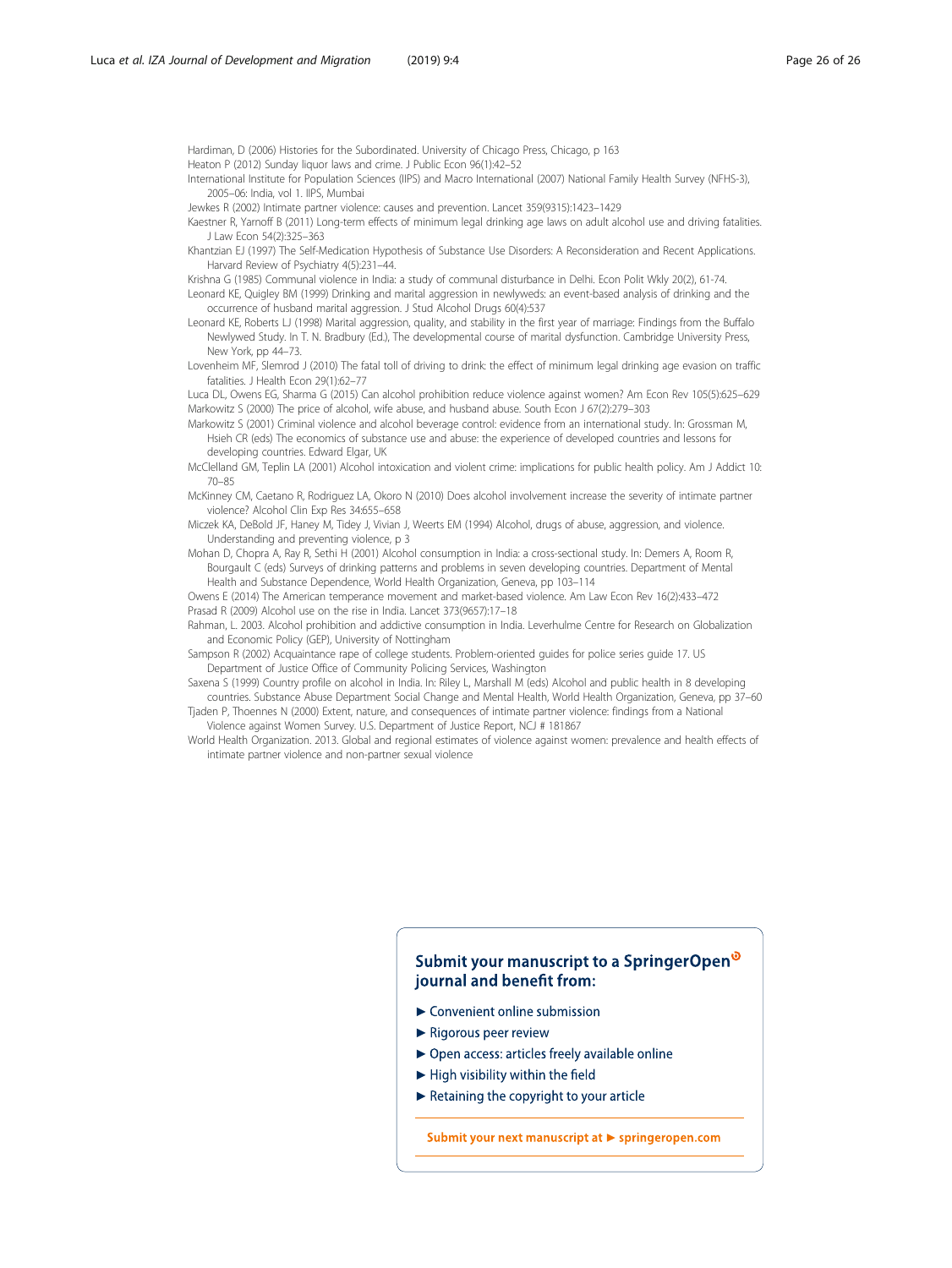Hardiman, D (2006) Histories for the Subordinated. University of Chicago Press, Chicago, p 163

Heaton P (2012) Sunday liquor laws and crime. J Public Econ 96(1):42–52

International Institute for Population Sciences (IIPS) and Macro International (2007) National Family Health Survey (NFHS-3), 2005–06: India, vol 1. IIPS, Mumbai

Jewkes R (2002) Intimate partner violence: causes and prevention. Lancet 359(9315):1423–1429

Kaestner R, Yarnoff B (2011) Long-term effects of minimum legal drinking age laws on adult alcohol use and driving fatalities. J Law Econ 54(2):325–363

Khantzian EJ (1997) The Self-Medication Hypothesis of Substance Use Disorders: A Reconsideration and Recent Applications. Harvard Review of Psychiatry 4(5):231–44.

Krishna G (1985) Communal violence in India: a study of communal disturbance in Delhi. Econ Polit Wkly 20(2), 61-74.

Leonard KE, Quigley BM (1999) Drinking and marital aggression in newlyweds: an event-based analysis of drinking and the occurrence of husband marital aggression. J Stud Alcohol Drugs 60(4):537

Leonard KE, Roberts LJ (1998) Marital aggression, quality, and stability in the first year of marriage: Findings from the Buffalo Newlywed Study. In T. N. Bradbury (Ed.), The developmental course of marital dysfunction. Cambridge University Press, New York, pp 44–73.

Lovenheim MF, Slemrod J (2010) The fatal toll of driving to drink: the effect of minimum legal drinking age evasion on traffic fatalities. J Health Econ 29(1):62–77

Luca DL, Owens EG, Sharma G (2015) Can alcohol prohibition reduce violence against women? Am Econ Rev 105(5):625–629

Markowitz S (2000) The price of alcohol, wife abuse, and husband abuse. South Econ J 67(2):279–303

Markowitz S (2001) Criminal violence and alcohol beverage control: evidence from an international study. In: Grossman M, Hsieh CR (eds) The economics of substance use and abuse: the experience of developed countries and lessons for developing countries. Edward Elgar, UK

McClelland GM, Teplin LA (2001) Alcohol intoxication and violent crime: implications for public health policy. Am J Addict 10: 70–85

McKinney CM, Caetano R, Rodriguez LA, Okoro N (2010) Does alcohol involvement increase the severity of intimate partner violence? Alcohol Clin Exp Res 34:655–658

Miczek KA, DeBold JF, Haney M, Tidey J, Vivian J, Weerts EM (1994) Alcohol, drugs of abuse, aggression, and violence. Understanding and preventing violence, p 3

Mohan D, Chopra A, Ray R, Sethi H (2001) Alcohol consumption in India: a cross-sectional study. In: Demers A, Room R, Bourgault C (eds) Surveys of drinking patterns and problems in seven developing countries. Department of Mental Health and Substance Dependence, World Health Organization, Geneva, pp 103–114

Owens E (2014) The American temperance movement and market-based violence. Am Law Econ Rev 16(2):433–472

Prasad R (2009) Alcohol use on the rise in India. Lancet 373(9657):17–18

Rahman, L. 2003. Alcohol prohibition and addictive consumption in India. Leverhulme Centre for Research on Globalization and Economic Policy (GEP), University of Nottingham

Sampson R (2002) Acquaintance rape of college students. Problem-oriented guides for police series guide 17. US Department of Justice Office of Community Policing Services, Washington

Saxena S (1999) Country profile on alcohol in India. In: Riley L, Marshall M (eds) Alcohol and public health in 8 developing countries. Substance Abuse Department Social Change and Mental Health, World Health Organization, Geneva, pp 37–60

Tjaden P, Thoennes N (2000) Extent, nature, and consequences of intimate partner violence: findings from a National Violence against Women Survey. U.S. Department of Justice Report, NCJ # 181867

World Health Organization. 2013. Global and regional estimates of violence against women: prevalence and health effects of intimate partner violence and non-partner sexual violence